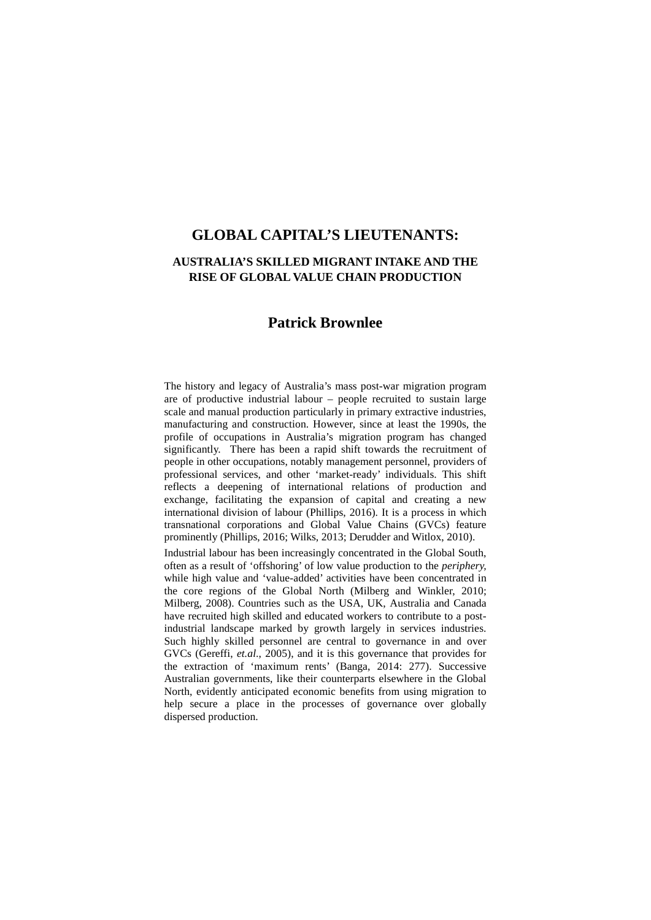# GLOBAL CAPITAL'S LIEUTENANTS:

## AUSTRALIA'S SKILLED MIGRANT INTAKE AND THE RISE OF GLOBAL VALUE CHAIN PRODUCTION

## Patrick Brownlee

The history and legacy of Australia's mass post-war migration program are of productive industrial labour – people recruited to sustain large scale and manual production particularly in primary extractive industries, manufacturing and construction. However, since at least the 1990s, the profile of occupations in Australia's migration program has changed significantly. There has been a rapid shift towards the recruitment of people in other occupations, notably management personnel, providers of professional services, and other 'market-ready' individuals. This shift reflects a deepening of international relations of production and exchange, facilitating the expansion of capital and creating a new international division of labour (Phillips, 2016). It is a process in which transnational corporations and Global Value Chains (GVCs) feature prominently (Phillips, 2016; Wilks, 2013; Derudder and Witlox, 2010).

Industrial labour has been increasingly concentrated in the Global South, often as a result of 'offshoring' of low value production to the *periphery*, while high value and 'value-added' activities have been concentrated in the core regions of the Global North (Milberg and Winkler, 2010; Milberg, 2008). Countries such as the USA, UK, Australia and Canada have recruited high skilled and educated workers to contribute to a post-industrial landscape marked by growth largely in services industries. Such highly skilled personnel are central to governance in and over GVCs (Gereffi, *et.al*., 2005), and it is this governance that provides for the extraction of 'maximum rents' (Banga, 2014: 277). Successive Australian governments, like their counterparts elsewhere in the Global North, evidently anticipated economic benefits from using migration to help secure a place in the processes of governance over globally dispersed production.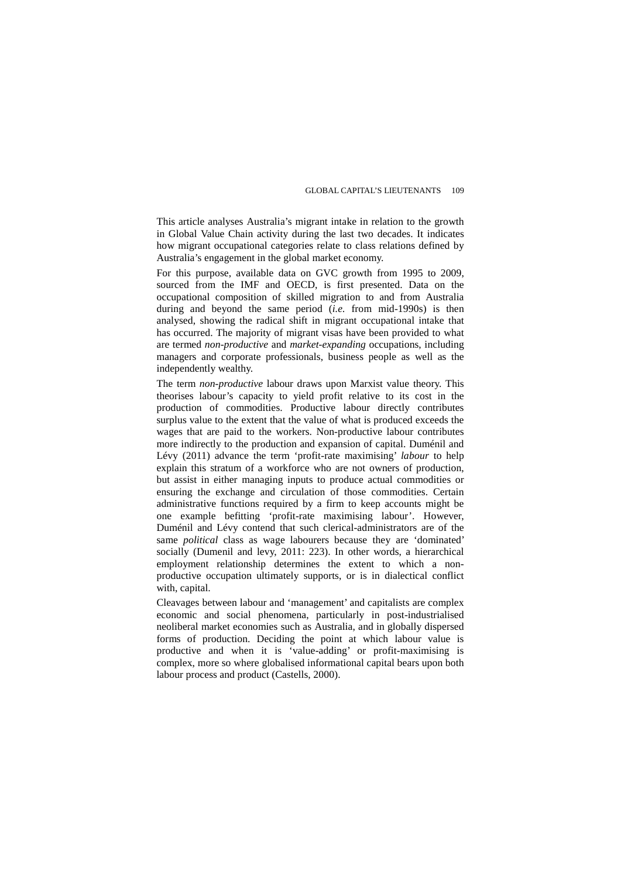This article analyses Australia's migrant intake in relation to the growth in Global Value Chain activity during the last two decades. It indicates how migrant occupational categories relate to class relations defined by Australia's engagement in the global market economy.

For this purpose, available data on GVC growth from 1995 to 2009, sourced from the IMF and OECD, is first presented. Data on the occupational composition of skilled migration to and from Australia during and beyond the same period (*i.e.* from mid-1990s) is then analysed, showing the radical shift in migrant occupational intake that has occurred. The majority of migrant visas have been provided to what are termed *non-productive* and *market-expanding* occupations, including managers and corporate professionals, business people as well as the independently wealthy.

The term *non-productive* labour draws upon Marxist value theory. This theorises labour's capacity to yield profit relative to its cost in the production of commodities. Productive labour directly contributes surplus value to the extent that the value of what is produced exceeds the wages that are paid to the workers. Non-productive labour contributes more indirectly to the production and expansion of capital. Duménil and Lévy (2011) advance the term 'profit-rate maximising' *labour* to help explain this stratum of a workforce who are not owners of production, but assist in either managing inputs to produce actual commodities or ensuring the exchange and circulation of those commodities. Certain administrative functions required by a firm to keep accounts might be one example befitting 'profit-rate maximising labour'. However, Duménil and Lévy contend that such clerical-administrators are of the same *political* class as wage labourers because they are 'dominated' socially (Dumenil and levy, 2011: 223). In other words, a hierarchical employment relationship determines the extent to which a non-productive occupation ultimately supports, or is in dialectical conflict with, capital.

Cleavages between labour and 'management' and capitalists are complex economic and social phenomena, particularly in post-industrialised neoliberal market economies such as Australia, and in globally dispersed forms of production. Deciding the point at which labour value is productive and when it is 'value-adding' or profit-maximising is complex, more so where globalised informational capital bears upon both labour process and product (Castells, 2000).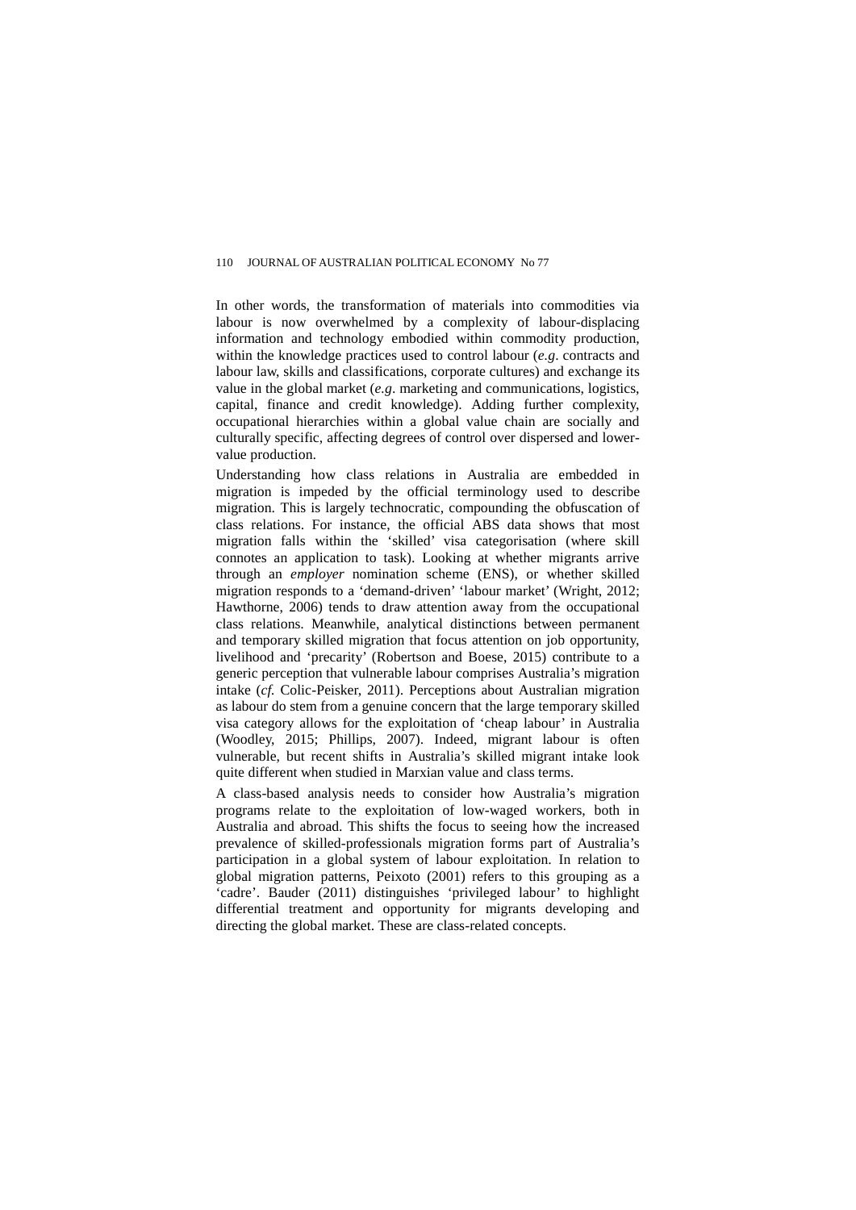In other words, the transformation of materials into commodities via labour is now overwhelmed by a complexity of labour-displacing information and technology embodied within commodity production, within the knowledge practices used to control labour (*e.g*. contracts and labour law, skills and classifications, corporate cultures) and exchange its value in the global market (*e.g*. marketing and communications, logistics, capital, finance and credit knowledge). Adding further complexity, occupational hierarchies within a global value chain are socially and culturally specific, affecting degrees of control over dispersed and lower-value production.

Understanding how class relations in Australia are embedded in migration is impeded by the official terminology used to describe migration. This is largely technocratic, compounding the obfuscation of class relations. For instance, the official ABS data shows that most migration falls within the 'skilled' visa categorisation (where skill connotes an application to task). Looking at whether migrants arrive through an *employer* nomination scheme (ENS), or whether skilled migration responds to a 'demand-driven' 'labour market' (Wright, 2012; Hawthorne, 2006) tends to draw attention away from the occupational class relations. Meanwhile, analytical distinctions between permanent and temporary skilled migration that focus attention on job opportunity, livelihood and 'precarity' (Robertson and Boese, 2015) contribute to a generic perception that vulnerable labour comprises Australia's migration intake (*cf.* Colic-Peisker, 2011). Perceptions about Australian migration as labour do stem from a genuine concern that the large temporary skilled visa category allows for the exploitation of 'cheap labour' in Australia (Woodley, 2015; Phillips, 2007). Indeed, migrant labour is often vulnerable, but recent shifts in Australia's skilled migrant intake look quite different when studied in Marxian value and class terms.

A class-based analysis needs to consider how Australia's migration programs relate to the exploitation of low-waged workers, both in Australia and abroad. This shifts the focus to seeing how the increased prevalence of skilled-professionals migration forms part of Australia's participation in a global system of labour exploitation. In relation to global migration patterns, Peixoto (2001) refers to this grouping as a 'cadre'. Bauder (2011) distinguishes 'privileged labour' to highlight differential treatment and opportunity for migrants developing and directing the global market. These are class-related concepts.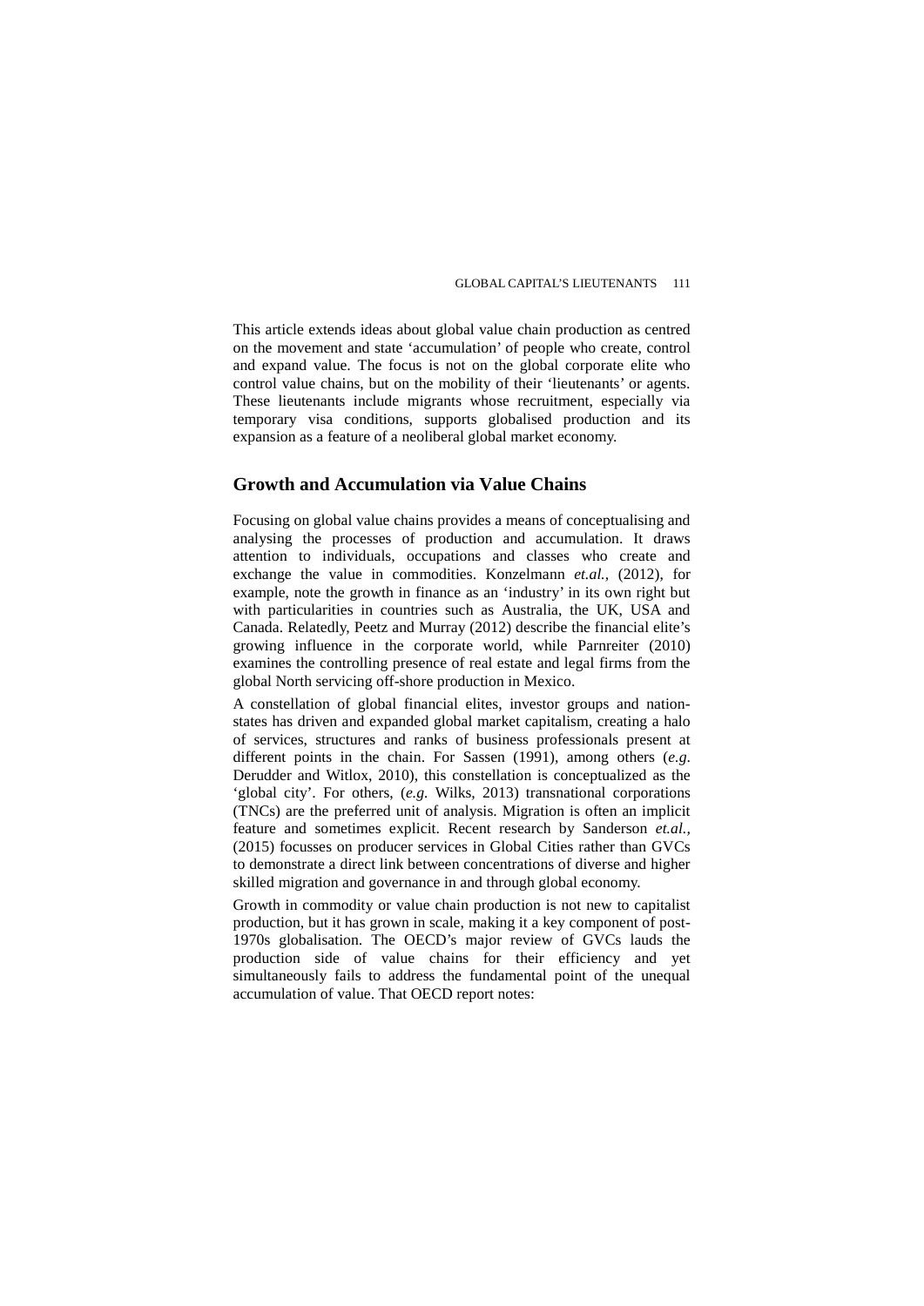This article extends ideas about global value chain production as centred on the movement and state 'accumulation' of people who create, control and expand value. The focus is not on the global corporate elite who control value chains, but on the mobility of their 'lieutenants' or agents. These lieutenants include migrants whose recruitment, especially via temporary visa conditions, supports globalised production and its expansion as a feature of a neoliberal global market economy.

## Growth and Accumulation via Value Chains

Focusing on global value chains provides a means of conceptualising and analysing the processes of production and accumulation. It draws attention to individuals, occupations and classes who create and exchange the value in commodities. Konzelmann *et.al.,* (2012), for example, note the growth in finance as an 'industry' in its own right but with particularities in countries such as Australia, the UK, USA and Canada. Relatedly, Peetz and Murray (2012) describe the financial elite's growing influence in the corporate world, while Parnreiter (2010) examines the controlling presence of real estate and legal firms from the global North servicing off-shore production in Mexico.

A constellation of global financial elites, investor groups and nation-states has driven and expanded global market capitalism, creating a halo of services, structures and ranks of business professionals present at different points in the chain. For Sassen (1991), among others (*e.g.* Derudder and Witlox, 2010), this constellation is conceptualized as the 'global city'. For others, (*e.g.* Wilks, 2013) transnational corporations (TNCs) are the preferred unit of analysis. Migration is often an implicit feature and sometimes explicit. Recent research by Sanderson *et.al.,* (2015) focusses on producer services in Global Cities rather than GVCs to demonstrate a direct link between concentrations of diverse and higher skilled migration and governance in and through global economy.

Growth in commodity or value chain production is not new to capitalist production, but it has grown in scale, making it a key component of post-1970s globalisation. The OECD's major review of GVCs lauds the production side of value chains for their efficiency and yet simultaneously fails to address the fundamental point of the unequal accumulation of value. That OECD report notes: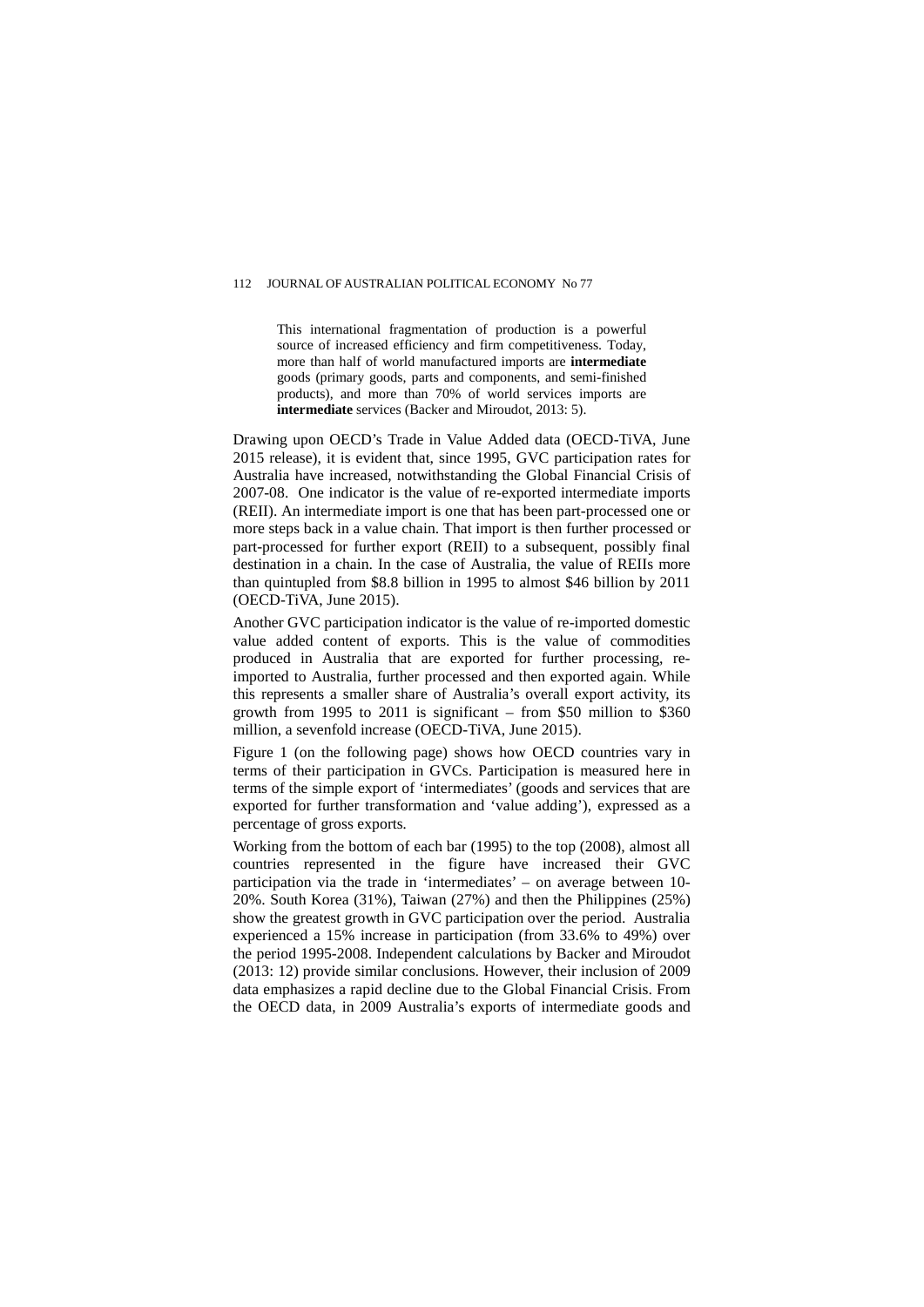> This international fragmentation of production is a powerful source of increased efficiency and firm competitiveness. Today, more than half of world manufactured imports are **intermediate** goods (primary goods, parts and components, and semi-finished products), and more than 70% of world services imports are **intermediate** services (Backer and Miroudot, 2013: 5).

Drawing upon OECD's Trade in Value Added data (OECD-TiVA, June 2015 release), it is evident that, since 1995, GVC participation rates for Australia have increased, notwithstanding the Global Financial Crisis of 2007-08. One indicator is the value of re-exported intermediate imports (REII). An intermediate import is one that has been part-processed one or more steps back in a value chain. That import is then further processed or part-processed for further export (REII) to a subsequent, possibly final destination in a chain. In the case of Australia, the value of REIIs more than quintupled from $8.8 billion in 1995 to almost $46 billion by 2011 (OECD-TiVA, June 2015).

Another GVC participation indicator is the value of re-imported domestic value added content of exports. This is the value of commodities produced in Australia that are exported for further processing, re-imported to Australia, further processed and then exported again. While this represents a smaller share of Australia's overall export activity, its growth from 1995 to 2011 is significant – from $50 million to $360 million, a sevenfold increase (OECD-TiVA, June 2015).

Figure 1 (on the following page) shows how OECD countries vary in terms of their participation in GVCs. Participation is measured here in terms of the simple export of 'intermediates' (goods and services that are exported for further transformation and 'value adding'), expressed as a percentage of gross exports.

Working from the bottom of each bar (1995) to the top (2008), almost all countries represented in the figure have increased their GVC participation via the trade in 'intermediates' – on average between 10-20%. South Korea (31%), Taiwan (27%) and then the Philippines (25%) show the greatest growth in GVC participation over the period. Australia experienced a 15% increase in participation (from 33.6% to 49%) over the period 1995-2008. Independent calculations by Backer and Miroudot (2013: 12) provide similar conclusions. However, their inclusion of 2009 data emphasizes a rapid decline due to the Global Financial Crisis. From the OECD data, in 2009 Australia's exports of intermediate goods and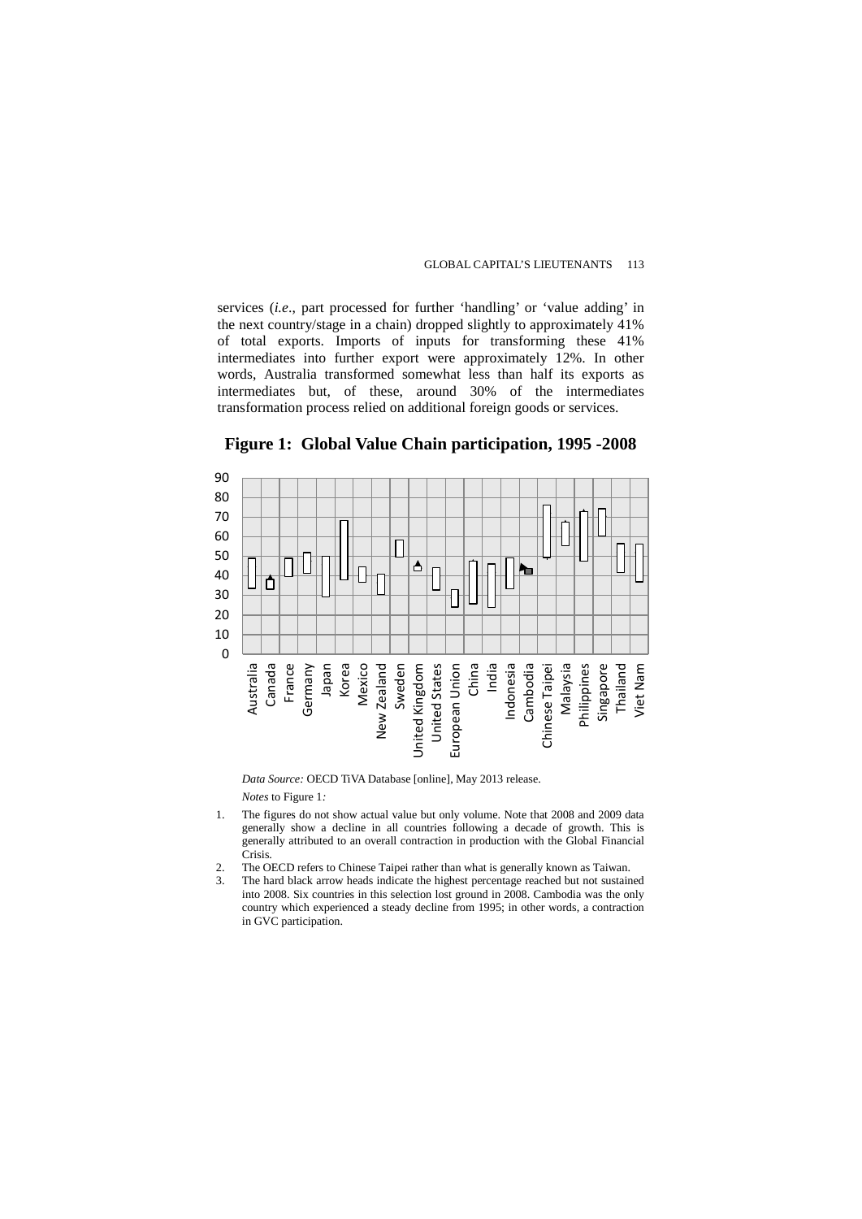services (*i.e.*, part processed for further 'handling' or 'value adding' in the next country/stage in a chain) dropped slightly to approximately 41% of total exports. Imports of inputs for transforming these 41% intermediates into further export were approximately 12%. In other words, Australia transformed somewhat less than half its exports as intermediates but, of these, around 30% of the intermediates transformation process relied on additional foreign goods or services.

**Figure 1: Global Value Chain participation, 1995 -2008**

*Data Source:* OECD TiVA Database [online], May 2013 release.

*Notes* to Figure 1*:*

1. The figures do not show actual value but only volume. Note that 2008 and 2009 data generally show a decline in all countries following a decade of growth. This is generally attributed to an overall contraction in production with the Global Financial Crisis.
2. The OECD refers to Chinese Taipei rather than what is generally known as Taiwan.
3. The hard black arrow heads indicate the highest percentage reached but not sustained into 2008. Six countries in this selection lost ground in 2008. Cambodia was the only country which experienced a steady decline from 1995; in other words, a contraction in GVC participation.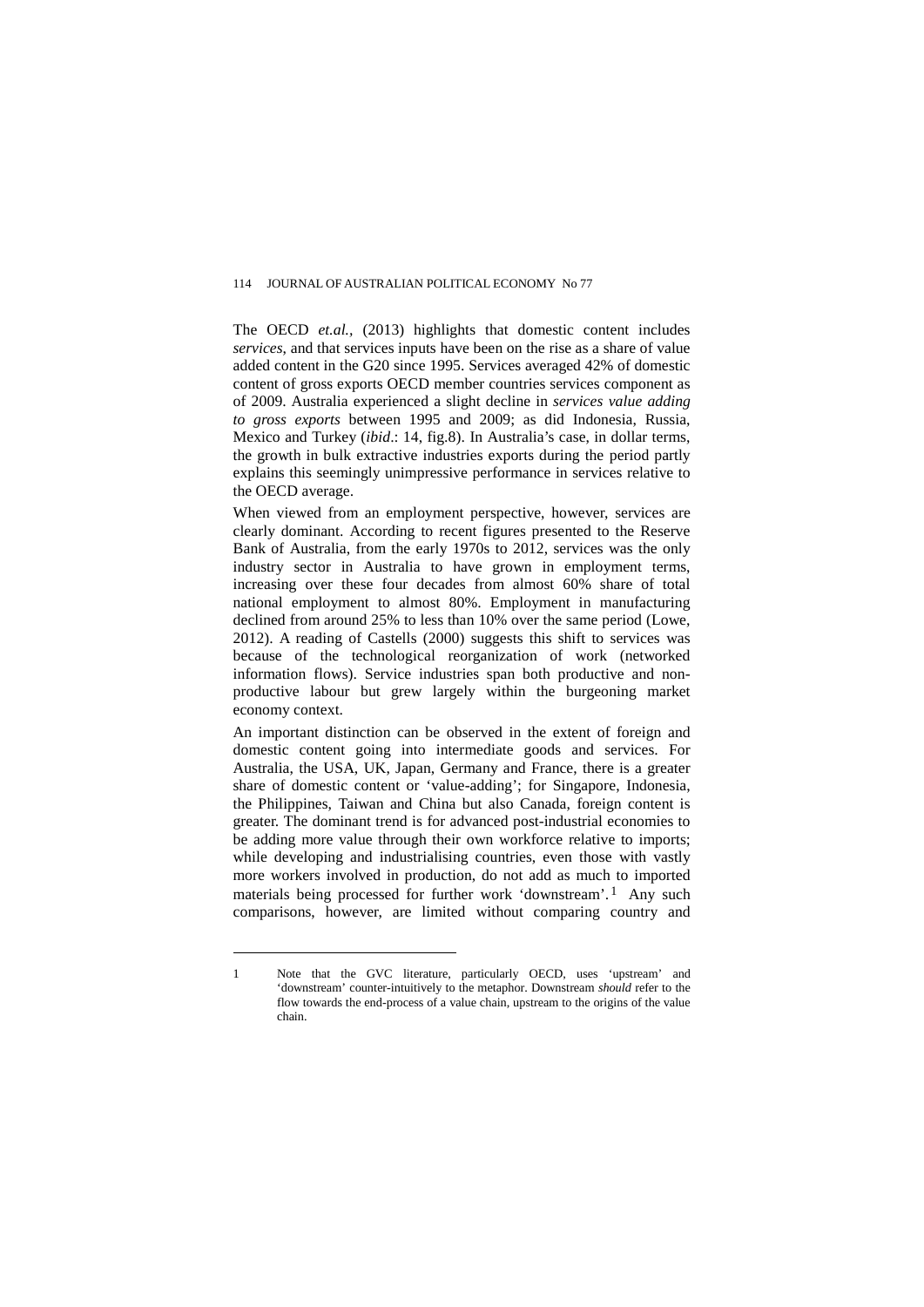The OECD *et.al.*, (2013) highlights that domestic content includes *services*, and that services inputs have been on the rise as a share of value added content in the G20 since 1995. Services averaged 42% of domestic content of gross exports OECD member countries services component as of 2009. Australia experienced a slight decline in *services value adding to gross exports* between 1995 and 2009; as did Indonesia, Russia, Mexico and Turkey (*ibid*.: 14, fig.8). In Australia's case, in dollar terms, the growth in bulk extractive industries exports during the period partly explains this seemingly unimpressive performance in services relative to the OECD average.

When viewed from an employment perspective, however, services are clearly dominant. According to recent figures presented to the Reserve Bank of Australia, from the early 1970s to 2012, services was the only industry sector in Australia to have grown in employment terms, increasing over these four decades from almost 60% share of total national employment to almost 80%. Employment in manufacturing declined from around 25% to less than 10% over the same period (Lowe, 2012). A reading of Castells (2000) suggests this shift to services was because of the technological reorganization of work (networked information flows). Service industries span both productive and non-productive labour but grew largely within the burgeoning market economy context.

An important distinction can be observed in the extent of foreign and domestic content going into intermediate goods and services. For Australia, the USA, UK, Japan, Germany and France, there is a greater share of domestic content or 'value-adding'; for Singapore, Indonesia, the Philippines, Taiwan and China but also Canada, foreign content is greater. The dominant trend is for advanced post-industrial economies to be adding more value through their own workforce relative to imports; while developing and industrialising countries, even those with vastly more workers involved in production, do not add as much to imported materials being processed for further work 'downstream'.[1] Any such comparisons, however, are limited without comparing country and

---

1 Note that the GVC literature, particularly OECD, uses 'upstream' and 'downstream' counter-intuitively to the metaphor. Downstream *should* refer to the flow towards the end-process of a value chain, upstream to the origins of the value chain.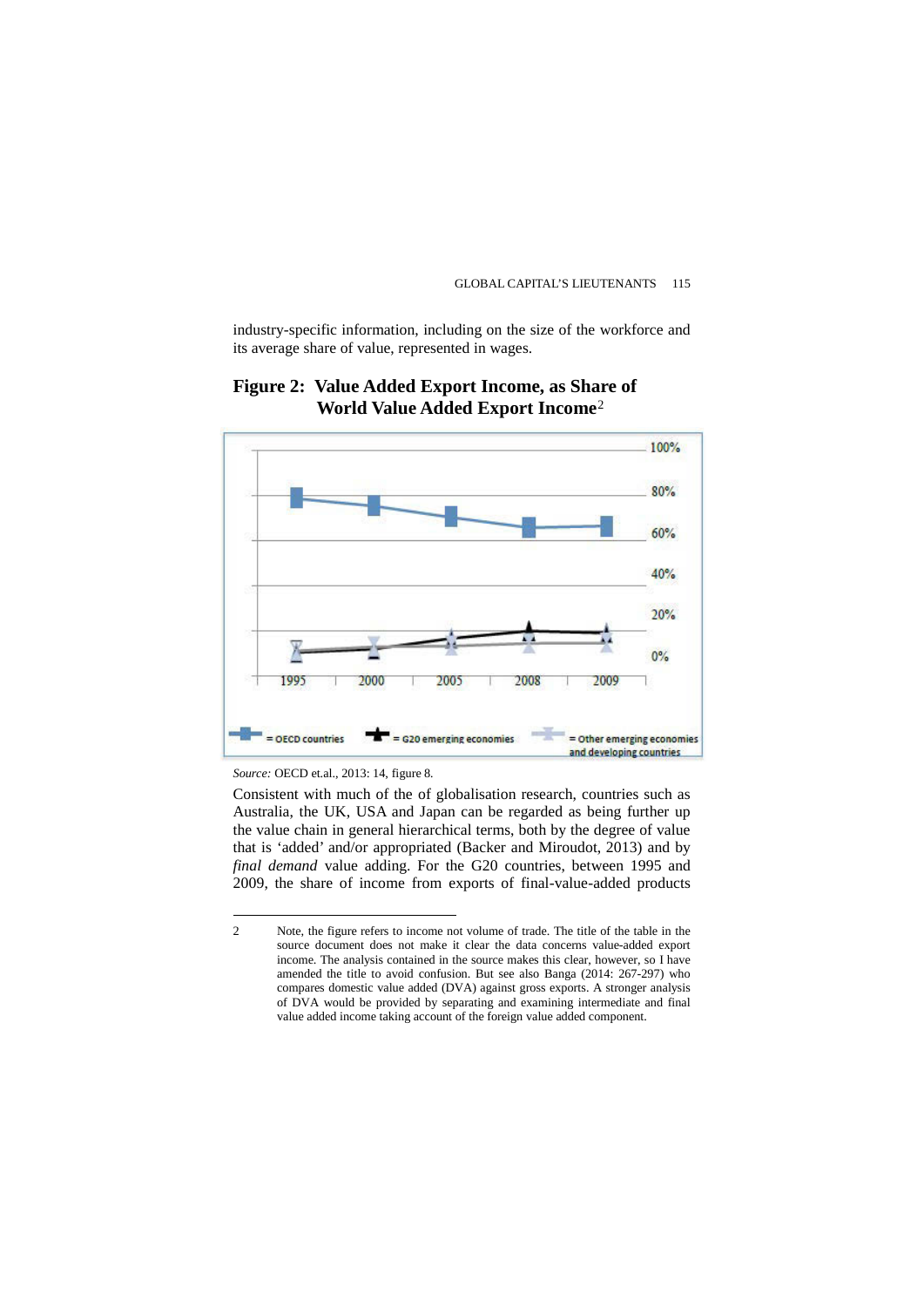industry-specific information, including on the size of the workforce and its average share of value, represented in wages.

## Figure 2: Value Added Export Income, as Share of World Value Added Export Income[2]

*Source:* OECD et.al., 2013: 14, figure 8.

Consistent with much of the of globalisation research, countries such as Australia, the UK, USA and Japan can be regarded as being further up the value chain in general hierarchical terms, both by the degree of value that is 'added' and/or appropriated (Backer and Miroudot, 2013) and by *final demand* value adding. For the G20 countries, between 1995 and 2009, the share of income from exports of final-value-added products

---

2 Note, the figure refers to income not volume of trade. The title of the table in the source document does not make it clear the data concerns value-added export income. The analysis contained in the source makes this clear, however, so I have amended the title to avoid confusion. But see also Banga (2014: 267-297) who compares domestic value added (DVA) against gross exports. A stronger analysis of DVA would be provided by separating and examining intermediate and final value added income taking account of the foreign value added component.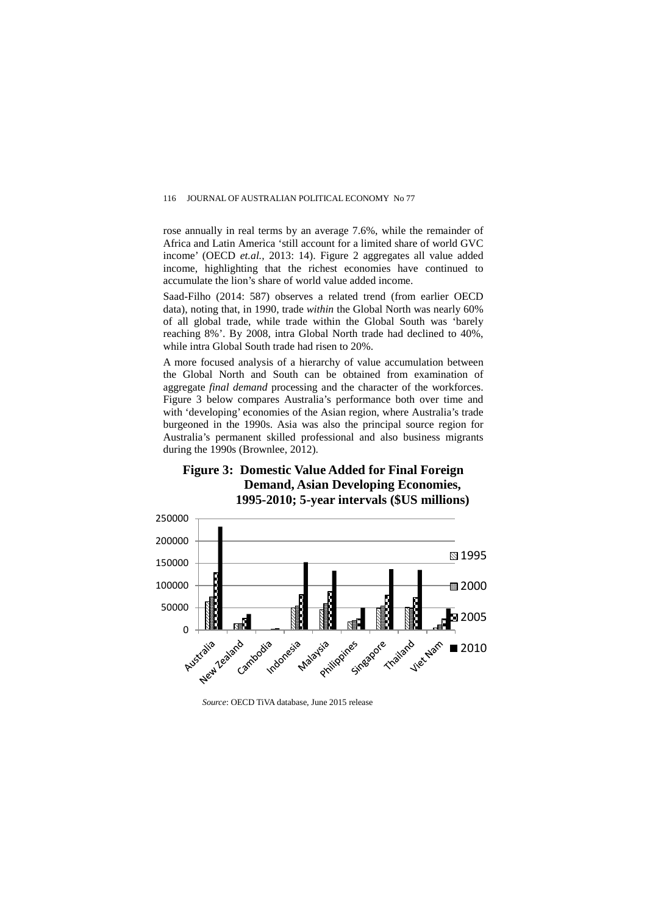rose annually in real terms by an average 7.6%, while the remainder of Africa and Latin America 'still account for a limited share of world GVC income' (OECD *et.al.*, 2013: 14). Figure 2 aggregates all value added income, highlighting that the richest economies have continued to accumulate the lion's share of world value added income.

Saad-Filho (2014: 587) observes a related trend (from earlier OECD data), noting that, in 1990, trade *within* the Global North was nearly 60% of all global trade, while trade within the Global South was 'barely reaching 8%'. By 2008, intra Global North trade had declined to 40%, while intra Global South trade had risen to 20%.

A more focused analysis of a hierarchy of value accumulation between the Global North and South can be obtained from examination of aggregate *final demand* processing and the character of the workforces. Figure 3 below compares Australia's performance both over time and with 'developing' economies of the Asian region, where Australia's trade burgeoned in the 1990s. Asia was also the principal source region for Australia's permanent skilled professional and also business migrants during the 1990s (Brownlee, 2012).

**Figure 3: Domestic Value Added for Final Foreign Demand, Asian Developing Economies, 1995-2010; 5-year intervals ($US millions)**

*Source*: OECD TiVA database, June 2015 release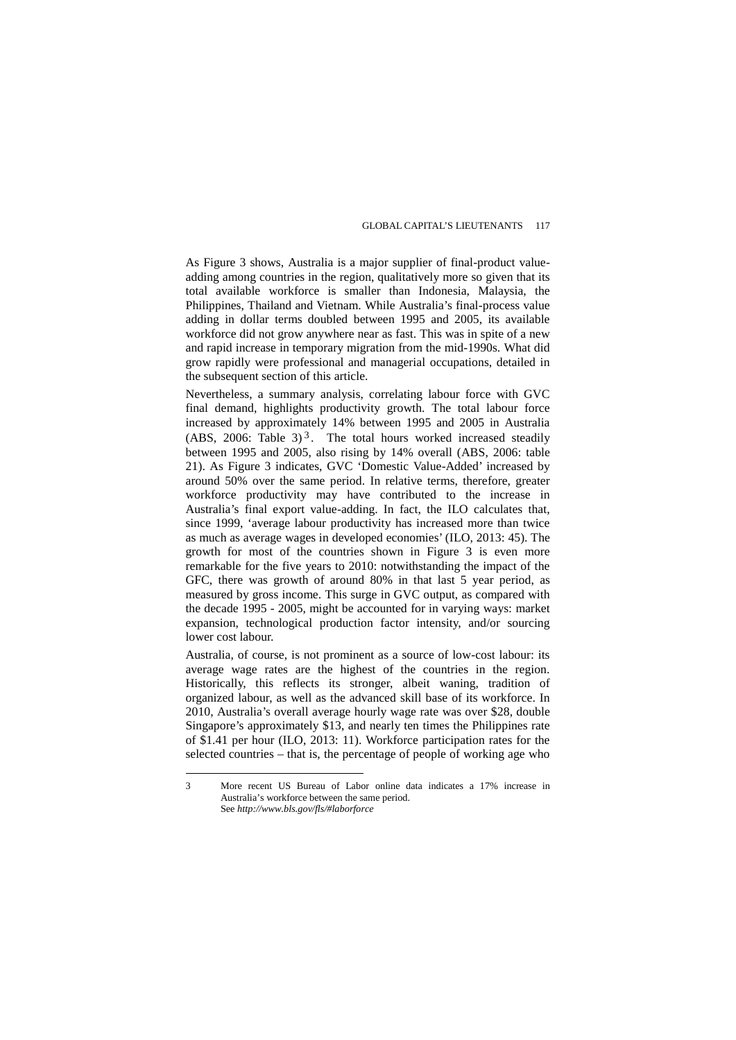As Figure 3 shows, Australia is a major supplier of final-product value-adding among countries in the region, qualitatively more so given that its total available workforce is smaller than Indonesia, Malaysia, the Philippines, Thailand and Vietnam. While Australia's final-process value adding in dollar terms doubled between 1995 and 2005, its available workforce did not grow anywhere near as fast. This was in spite of a new and rapid increase in temporary migration from the mid-1990s. What did grow rapidly were professional and managerial occupations, detailed in the subsequent section of this article.

Nevertheless, a summary analysis, correlating labour force with GVC final demand, highlights productivity growth. The total labour force increased by approximately 14% between 1995 and 2005 in Australia (ABS, 2006: Table 3)[3]. The total hours worked increased steadily between 1995 and 2005, also rising by 14% overall (ABS, 2006: table 21). As Figure 3 indicates, GVC 'Domestic Value-Added' increased by around 50% over the same period. In relative terms, therefore, greater workforce productivity may have contributed to the increase in Australia's final export value-adding. In fact, the ILO calculates that, since 1999, 'average labour productivity has increased more than twice as much as average wages in developed economies' (ILO, 2013: 45). The growth for most of the countries shown in Figure 3 is even more remarkable for the five years to 2010: notwithstanding the impact of the GFC, there was growth of around 80% in that last 5 year period, as measured by gross income. This surge in GVC output, as compared with the decade 1995 - 2005, might be accounted for in varying ways: market expansion, technological production factor intensity, and/or sourcing lower cost labour.

Australia, of course, is not prominent as a source of low-cost labour: its average wage rates are the highest of the countries in the region. Historically, this reflects its stronger, albeit waning, tradition of organized labour, as well as the advanced skill base of its workforce. In 2010, Australia's overall average hourly wage rate was over $28, double Singapore's approximately $13, and nearly ten times the Philippines rate of $1.41 per hour (ILO, 2013: 11). Workforce participation rates for the selected countries – that is, the percentage of people of working age who

---

3 More recent US Bureau of Labor online data indicates a 17% increase in Australia's workforce between the same period. See *http://www.bls.gov/fls/#laborforce*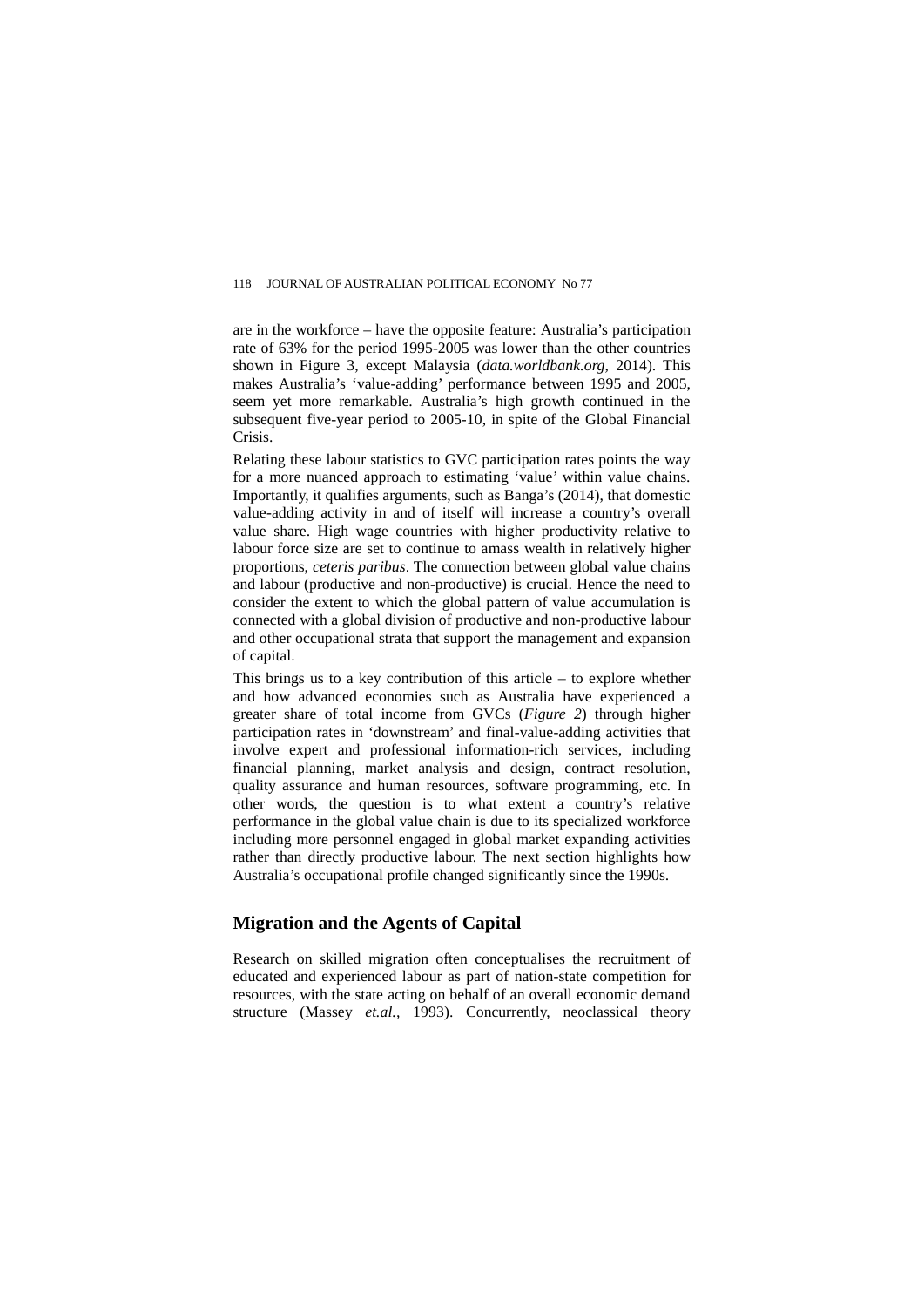are in the workforce – have the opposite feature: Australia's participation rate of 63% for the period 1995-2005 was lower than the other countries shown in Figure 3, except Malaysia (*data.worldbank.org,* 2014). This makes Australia's 'value-adding' performance between 1995 and 2005, seem yet more remarkable. Australia's high growth continued in the subsequent five-year period to 2005-10, in spite of the Global Financial Crisis.

Relating these labour statistics to GVC participation rates points the way for a more nuanced approach to estimating 'value' within value chains. Importantly, it qualifies arguments, such as Banga's (2014), that domestic value-adding activity in and of itself will increase a country's overall value share. High wage countries with higher productivity relative to labour force size are set to continue to amass wealth in relatively higher proportions, *ceteris paribus*. The connection between global value chains and labour (productive and non-productive) is crucial. Hence the need to consider the extent to which the global pattern of value accumulation is connected with a global division of productive and non-productive labour and other occupational strata that support the management and expansion of capital.

This brings us to a key contribution of this article – to explore whether and how advanced economies such as Australia have experienced a greater share of total income from GVCs (*Figure 2*) through higher participation rates in 'downstream' and final-value-adding activities that involve expert and professional information-rich services, including financial planning, market analysis and design, contract resolution, quality assurance and human resources, software programming, etc. In other words, the question is to what extent a country's relative performance in the global value chain is due to its specialized workforce including more personnel engaged in global market expanding activities rather than directly productive labour. The next section highlights how Australia's occupational profile changed significantly since the 1990s.

## Migration and the Agents of Capital

Research on skilled migration often conceptualises the recruitment of educated and experienced labour as part of nation-state competition for resources, with the state acting on behalf of an overall economic demand structure (Massey *et.al.,* 1993). Concurrently, neoclassical theory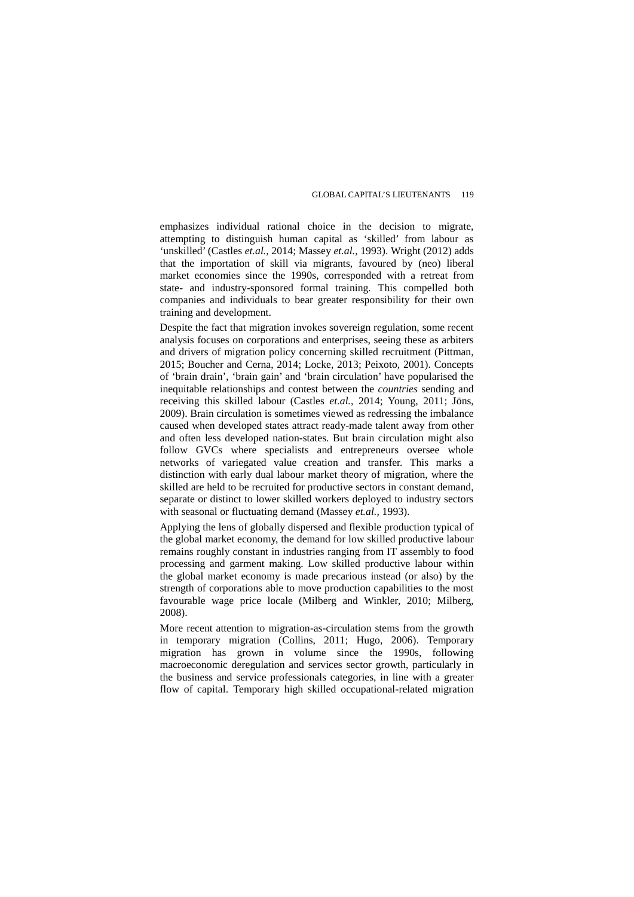emphasizes individual rational choice in the decision to migrate, attempting to distinguish human capital as 'skilled' from labour as 'unskilled' (Castles *et.al.,* 2014; Massey *et.al.,* 1993). Wright (2012) adds that the importation of skill via migrants, favoured by (neo) liberal market economies since the 1990s, corresponded with a retreat from state- and industry-sponsored formal training. This compelled both companies and individuals to bear greater responsibility for their own training and development.

Despite the fact that migration invokes sovereign regulation, some recent analysis focuses on corporations and enterprises, seeing these as arbiters and drivers of migration policy concerning skilled recruitment (Pittman, 2015; Boucher and Cerna, 2014; Locke, 2013; Peixoto, 2001). Concepts of 'brain drain', 'brain gain' and 'brain circulation' have popularised the inequitable relationships and contest between the *countries* sending and receiving this skilled labour (Castles *et.al.,* 2014; Young, 2011; Jöns, 2009). Brain circulation is sometimes viewed as redressing the imbalance caused when developed states attract ready-made talent away from other and often less developed nation-states. But brain circulation might also follow GVCs where specialists and entrepreneurs oversee whole networks of variegated value creation and transfer. This marks a distinction with early dual labour market theory of migration, where the skilled are held to be recruited for productive sectors in constant demand, separate or distinct to lower skilled workers deployed to industry sectors with seasonal or fluctuating demand (Massey *et.al.,* 1993).

Applying the lens of globally dispersed and flexible production typical of the global market economy, the demand for low skilled productive labour remains roughly constant in industries ranging from IT assembly to food processing and garment making. Low skilled productive labour within the global market economy is made precarious instead (or also) by the strength of corporations able to move production capabilities to the most favourable wage price locale (Milberg and Winkler, 2010; Milberg, 2008).

More recent attention to migration-as-circulation stems from the growth in temporary migration (Collins, 2011; Hugo, 2006). Temporary migration has grown in volume since the 1990s, following macroeconomic deregulation and services sector growth, particularly in the business and service professionals categories, in line with a greater flow of capital. Temporary high skilled occupational-related migration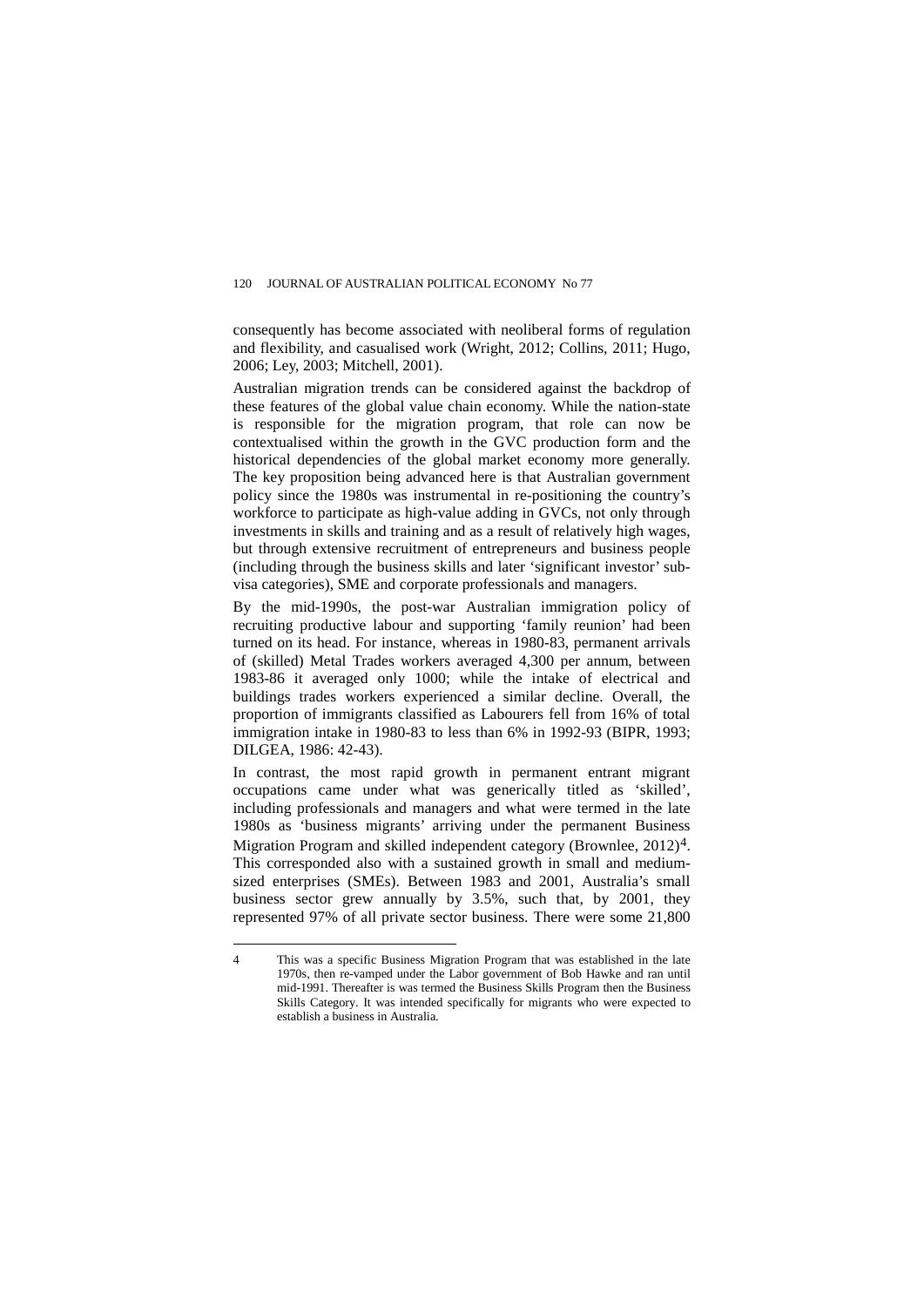consequently has become associated with neoliberal forms of regulation and flexibility, and casualised work (Wright, 2012; Collins, 2011; Hugo, 2006; Ley, 2003; Mitchell, 2001).

Australian migration trends can be considered against the backdrop of these features of the global value chain economy. While the nation-state is responsible for the migration program, that role can now be contextualised within the growth in the GVC production form and the historical dependencies of the global market economy more generally. The key proposition being advanced here is that Australian government policy since the 1980s was instrumental in re-positioning the country's workforce to participate as high-value adding in GVCs, not only through investments in skills and training and as a result of relatively high wages, but through extensive recruitment of entrepreneurs and business people (including through the business skills and later 'significant investor' sub-visa categories), SME and corporate professionals and managers.

By the mid-1990s, the post-war Australian immigration policy of recruiting productive labour and supporting 'family reunion' had been turned on its head. For instance, whereas in 1980-83, permanent arrivals of (skilled) Metal Trades workers averaged 4,300 per annum, between 1983-86 it averaged only 1000; while the intake of electrical and buildings trades workers experienced a similar decline. Overall, the proportion of immigrants classified as Labourers fell from 16% of total immigration intake in 1980-83 to less than 6% in 1992-93 (BIPR, 1993; DILGEA, 1986: 42-43).

In contrast, the most rapid growth in permanent entrant migrant occupations came under what was generically titled as 'skilled', including professionals and managers and what were termed in the late 1980s as 'business migrants' arriving under the permanent Business Migration Program and skilled independent category (Brownlee, 2012)[4]. This corresponded also with a sustained growth in small and medium-sized enterprises (SMEs). Between 1983 and 2001, Australia's small business sector grew annually by 3.5%, such that, by 2001, they represented 97% of all private sector business. There were some 21,800

---

4 This was a specific Business Migration Program that was established in the late 1970s, then re-vamped under the Labor government of Bob Hawke and ran until mid-1991. Thereafter is was termed the Business Skills Program then the Business Skills Category. It was intended specifically for migrants who were expected to establish a business in Australia.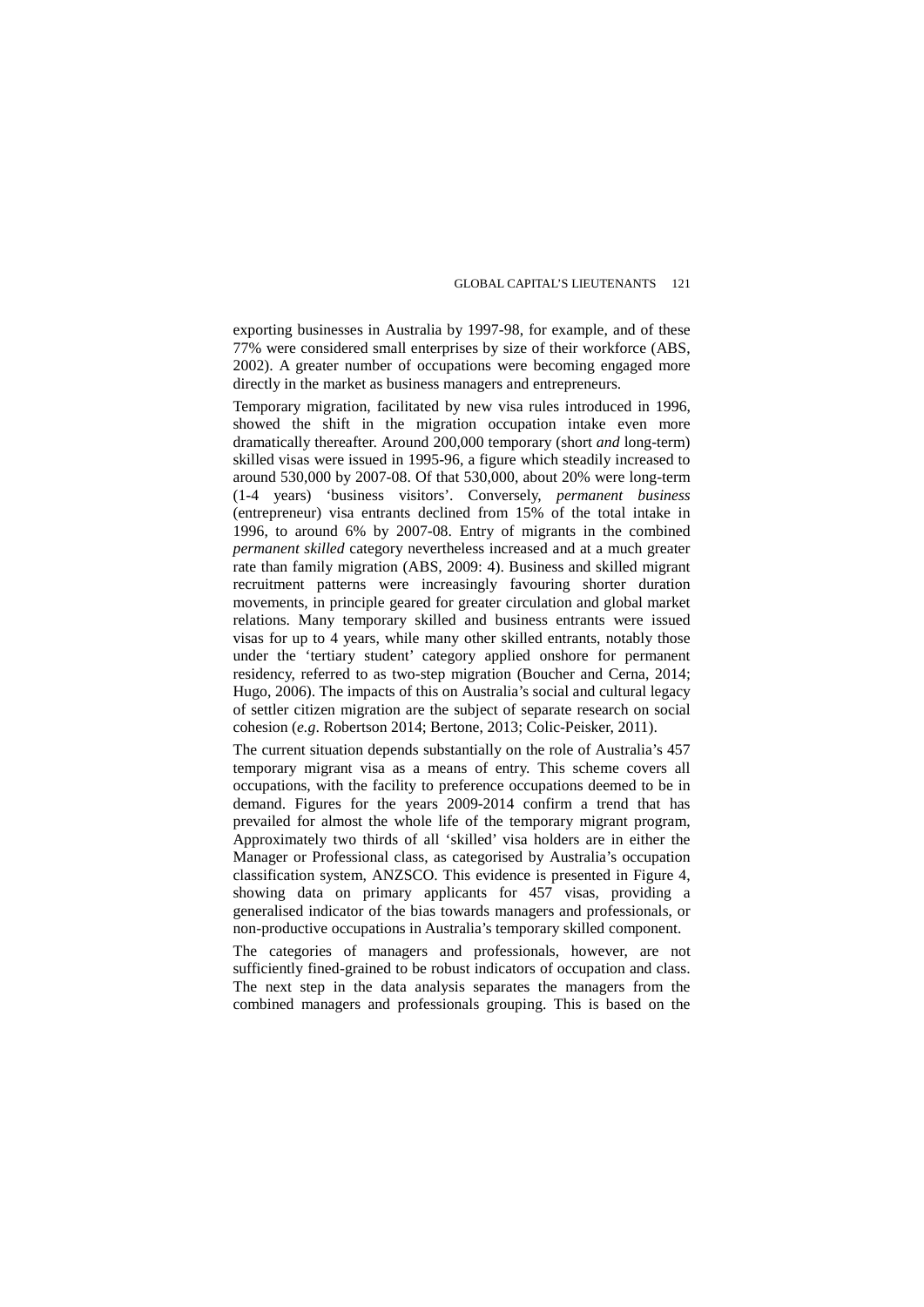exporting businesses in Australia by 1997-98, for example, and of these 77% were considered small enterprises by size of their workforce (ABS, 2002). A greater number of occupations were becoming engaged more directly in the market as business managers and entrepreneurs.

Temporary migration, facilitated by new visa rules introduced in 1996, showed the shift in the migration occupation intake even more dramatically thereafter. Around 200,000 temporary (short *and* long-term) skilled visas were issued in 1995-96, a figure which steadily increased to around 530,000 by 2007-08. Of that 530,000, about 20% were long-term (1-4 years) 'business visitors'. Conversely, *permanent business* (entrepreneur) visa entrants declined from 15% of the total intake in 1996, to around 6% by 2007-08. Entry of migrants in the combined *permanent skilled* category nevertheless increased and at a much greater rate than family migration (ABS, 2009: 4). Business and skilled migrant recruitment patterns were increasingly favouring shorter duration movements, in principle geared for greater circulation and global market relations. Many temporary skilled and business entrants were issued visas for up to 4 years, while many other skilled entrants, notably those under the 'tertiary student' category applied onshore for permanent residency, referred to as two-step migration (Boucher and Cerna, 2014; Hugo, 2006). The impacts of this on Australia's social and cultural legacy of settler citizen migration are the subject of separate research on social cohesion (*e.g*. Robertson 2014; Bertone, 2013; Colic-Peisker, 2011).

The current situation depends substantially on the role of Australia's 457 temporary migrant visa as a means of entry. This scheme covers all occupations, with the facility to preference occupations deemed to be in demand. Figures for the years 2009-2014 confirm a trend that has prevailed for almost the whole life of the temporary migrant program, Approximately two thirds of all 'skilled' visa holders are in either the Manager or Professional class, as categorised by Australia's occupation classification system, ANZSCO. This evidence is presented in Figure 4, showing data on primary applicants for 457 visas, providing a generalised indicator of the bias towards managers and professionals, or non-productive occupations in Australia's temporary skilled component.

The categories of managers and professionals, however, are not sufficiently fined-grained to be robust indicators of occupation and class. The next step in the data analysis separates the managers from the combined managers and professionals grouping. This is based on the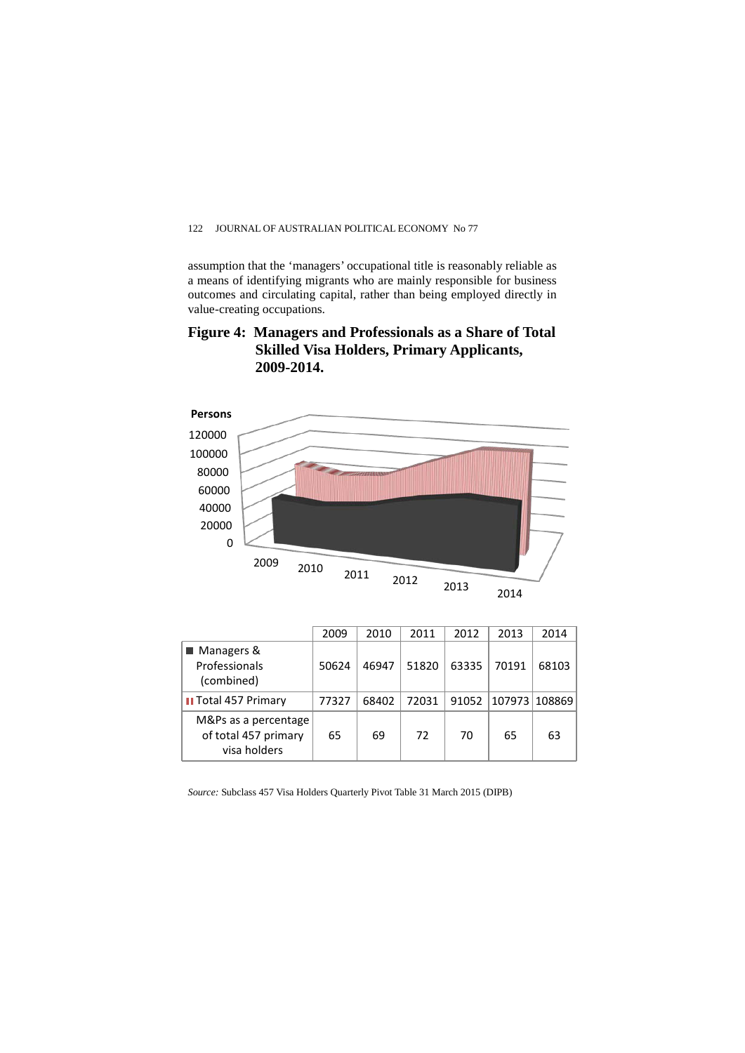assumption that the 'managers' occupational title is reasonably reliable as a means of identifying migrants who are mainly responsible for business outcomes and circulating capital, rather than being employed directly in value-creating occupations.

**Figure 4: Managers and Professionals as a Share of Total Skilled Visa Holders, Primary Applicants, 2009-2014.**

| | 2009 | 2010 | 2011 | 2012 | 2013 | 2014 |
|---|---|---|---|---|---|---|
| Managers & Professionals (combined) | 50624 | 46947 | 51820 | 63335 | 70191 | 68103 |
| Total 457 Primary | 77327 | 68402 | 72031 | 91052 | 107973 | 108869 |
| M&Ps as a percentage of total 457 primary visa holders | 65 | 69 | 72 | 70 | 65 | 63 |

*Source:* Subclass 457 Visa Holders Quarterly Pivot Table 31 March 2015 (DIPB)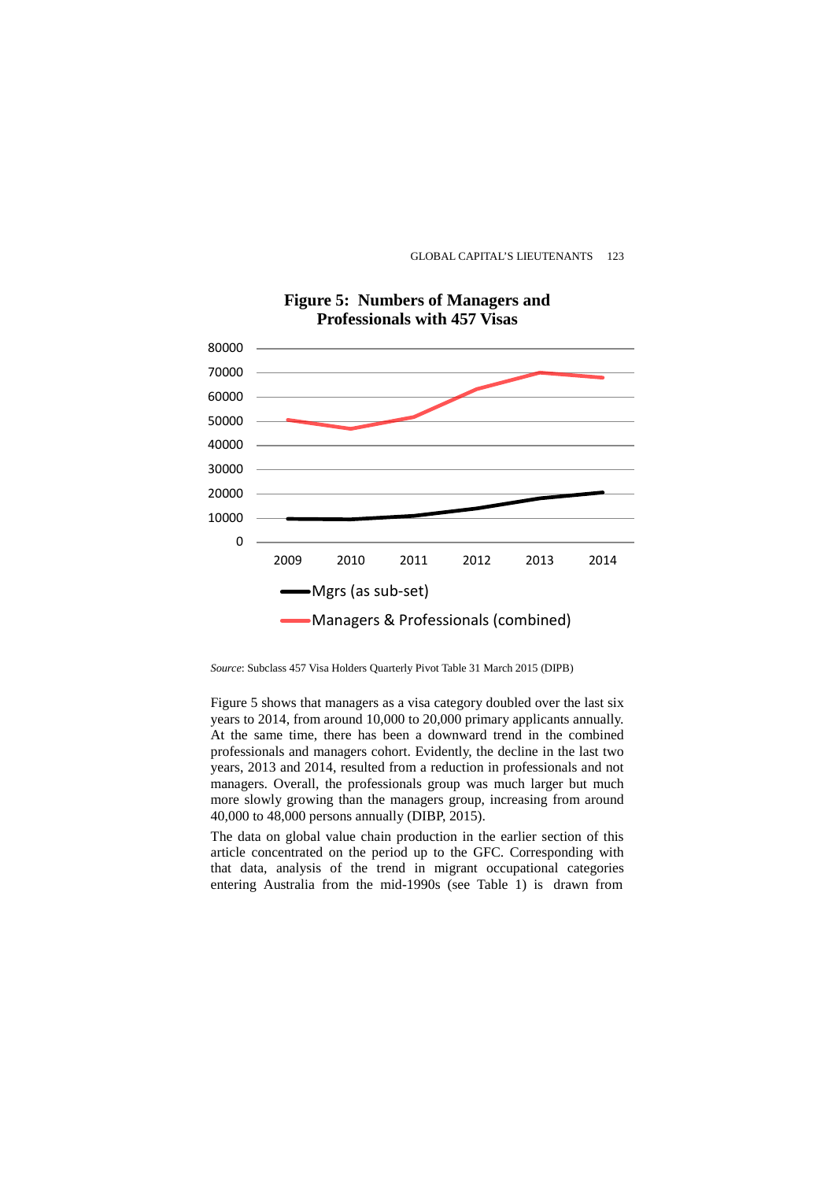**Figure 5: Numbers of Managers and Professionals with 457 Visas**

*Source*: Subclass 457 Visa Holders Quarterly Pivot Table 31 March 2015 (DIPB)

Figure 5 shows that managers as a visa category doubled over the last six years to 2014, from around 10,000 to 20,000 primary applicants annually. At the same time, there has been a downward trend in the combined professionals and managers cohort. Evidently, the decline in the last two years, 2013 and 2014, resulted from a reduction in professionals and not managers. Overall, the professionals group was much larger but much more slowly growing than the managers group, increasing from around 40,000 to 48,000 persons annually (DIBP, 2015).

The data on global value chain production in the earlier section of this article concentrated on the period up to the GFC. Corresponding with that data, analysis of the trend in migrant occupational categories entering Australia from the mid-1990s (see Table 1) is drawn from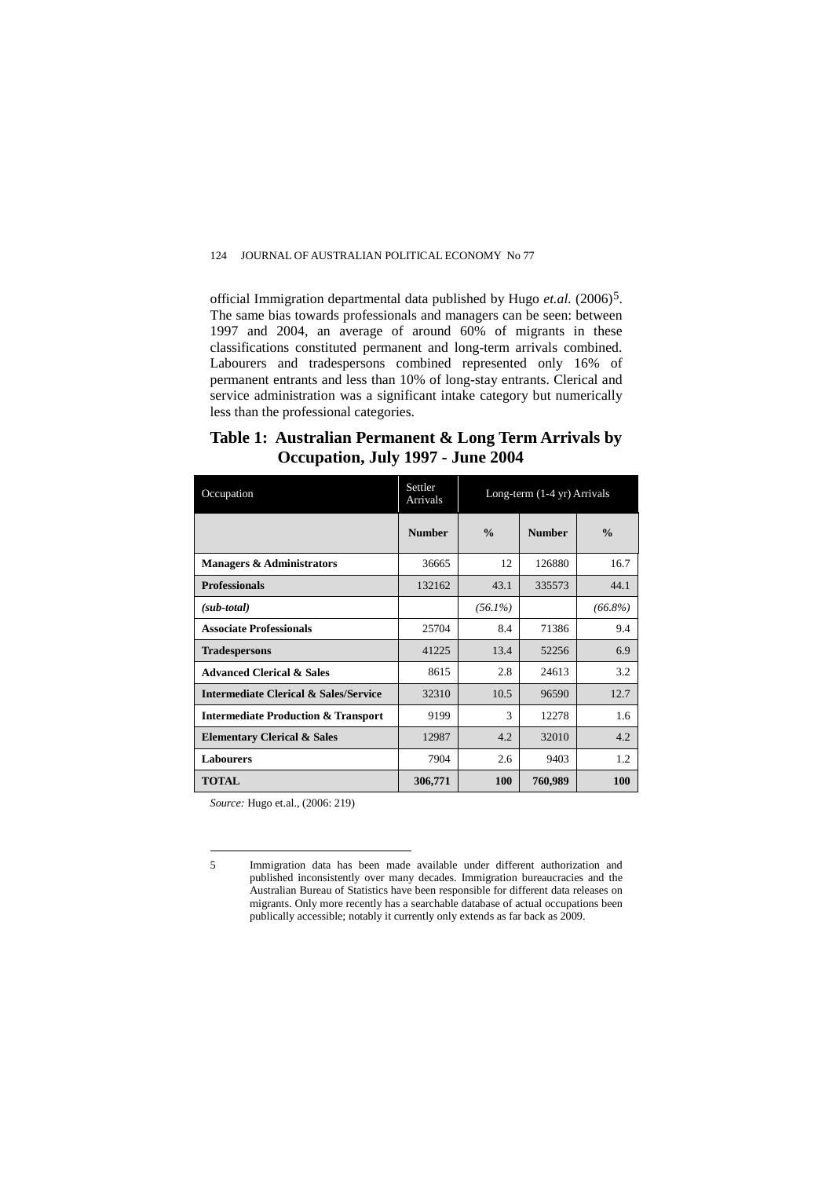official Immigration departmental data published by Hugo *et.al.* (2006)[5]. The same bias towards professionals and managers can be seen: between 1997 and 2004, an average of around 60% of migrants in these classifications constituted permanent and long-term arrivals combined. Labourers and tradespersons combined represented only 16% of permanent entrants and less than 10% of long-stay entrants. Clerical and service administration was a significant intake category but numerically less than the professional categories.

## Table 1: Australian Permanent & Long Term Arrivals by Occupation, July 1997 - June 2004

| Occupation | Settler Arrivals | | Long-term (1-4 yr) Arrivals | |
|---|---|---|---|---|
| | **Number** | **%** | **Number** | **%** |
| **Managers & Administrators** | 36665 | 12 | 126880 | 16.7 |
| **Professionals** | 132162 | 43.1 | 335573 | 44.1 |
| ***(sub-total)*** | | *(56.1%)* | | *(66.8%)* |
| **Associate Professionals** | 25704 | 8.4 | 71386 | 9.4 |
| **Tradespersons** | 41225 | 13.4 | 52256 | 6.9 |
| **Advanced Clerical & Sales** | 8615 | 2.8 | 24613 | 3.2 |
| **Intermediate Clerical & Sales/Service** | 32310 | 10.5 | 96590 | 12.7 |
| **Intermediate Production & Transport** | 9199 | 3 | 12278 | 1.6 |
| **Elementary Clerical & Sales** | 12987 | 4.2 | 32010 | 4.2 |
| **Labourers** | 7904 | 2.6 | 9403 | 1.2 |
| **TOTAL** | **306,771** | **100** | **760,989** | **100** |

*Source:* Hugo et.al., (2006: 219)

---

5 Immigration data has been made available under different authorization and published inconsistently over many decades. Immigration bureaucracies and the Australian Bureau of Statistics have been responsible for different data releases on migrants. Only more recently has a searchable database of actual occupations been publically accessible; notably it currently only extends as far back as 2009.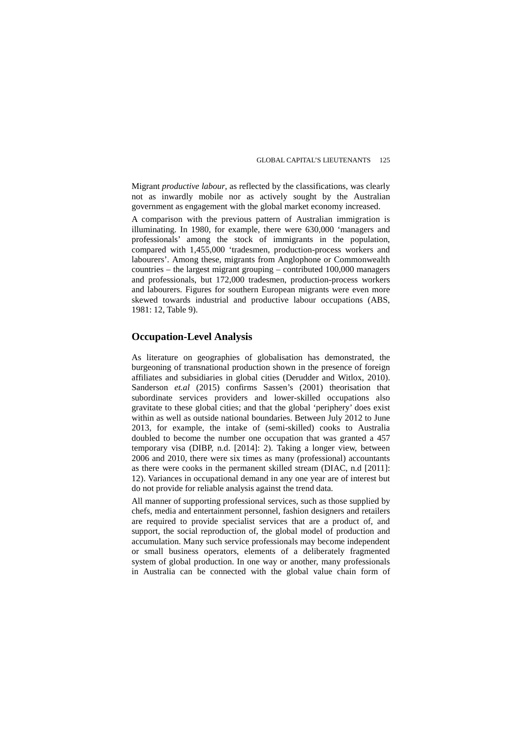Migrant *productive labour*, as reflected by the classifications, was clearly not as inwardly mobile nor as actively sought by the Australian government as engagement with the global market economy increased.

A comparison with the previous pattern of Australian immigration is illuminating. In 1980, for example, there were 630,000 'managers and professionals' among the stock of immigrants in the population, compared with 1,455,000 'tradesmen, production-process workers and labourers'. Among these, migrants from Anglophone or Commonwealth countries – the largest migrant grouping – contributed 100,000 managers and professionals, but 172,000 tradesmen, production-process workers and labourers. Figures for southern European migrants were even more skewed towards industrial and productive labour occupations (ABS, 1981: 12, Table 9).

## Occupation-Level Analysis

As literature on geographies of globalisation has demonstrated, the burgeoning of transnational production shown in the presence of foreign affiliates and subsidiaries in global cities (Derudder and Witlox, 2010). Sanderson *et.al* (2015) confirms Sassen's (2001) theorisation that subordinate services providers and lower-skilled occupations also gravitate to these global cities; and that the global 'periphery' does exist within as well as outside national boundaries. Between July 2012 to June 2013, for example, the intake of (semi-skilled) cooks to Australia doubled to become the number one occupation that was granted a 457 temporary visa (DIBP, n.d. [2014]: 2). Taking a longer view, between 2006 and 2010, there were six times as many (professional) accountants as there were cooks in the permanent skilled stream (DIAC, n.d [2011]: 12). Variances in occupational demand in any one year are of interest but do not provide for reliable analysis against the trend data.

All manner of supporting professional services, such as those supplied by chefs, media and entertainment personnel, fashion designers and retailers are required to provide specialist services that are a product of, and support, the social reproduction of, the global model of production and accumulation. Many such service professionals may become independent or small business operators, elements of a deliberately fragmented system of global production. In one way or another, many professionals in Australia can be connected with the global value chain form of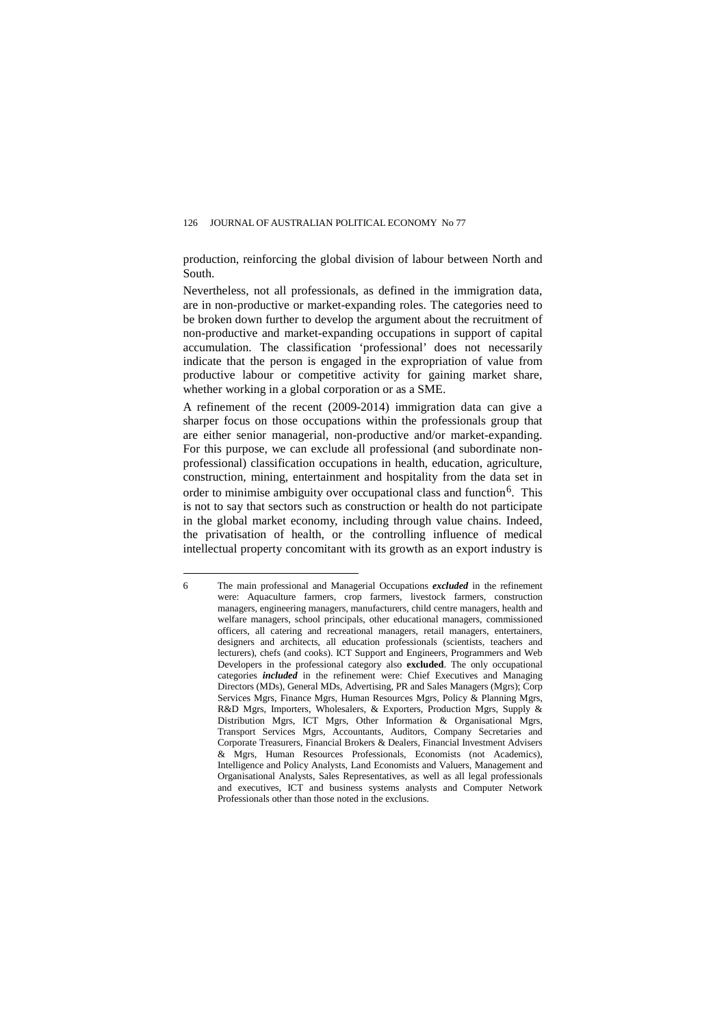production, reinforcing the global division of labour between North and South.

Nevertheless, not all professionals, as defined in the immigration data, are in non-productive or market-expanding roles. The categories need to be broken down further to develop the argument about the recruitment of non-productive and market-expanding occupations in support of capital accumulation. The classification 'professional' does not necessarily indicate that the person is engaged in the expropriation of value from productive labour or competitive activity for gaining market share, whether working in a global corporation or as a SME.

A refinement of the recent (2009-2014) immigration data can give a sharper focus on those occupations within the professionals group that are either senior managerial, non-productive and/or market-expanding. For this purpose, we can exclude all professional (and subordinate non-professional) classification occupations in health, education, agriculture, construction, mining, entertainment and hospitality from the data set in order to minimise ambiguity over occupational class and function[6]. This is not to say that sectors such as construction or health do not participate in the global market economy, including through value chains. Indeed, the privatisation of health, or the controlling influence of medical intellectual property concomitant with its growth as an export industry is

---

6 The main professional and Managerial Occupations ***excluded*** in the refinement were: Aquaculture farmers, crop farmers, livestock farmers, construction managers, engineering managers, manufacturers, child centre managers, health and welfare managers, school principals, other educational managers, commissioned officers, all catering and recreational managers, retail managers, entertainers, designers and architects, all education professionals (scientists, teachers and lecturers), chefs (and cooks). ICT Support and Engineers, Programmers and Web Developers in the professional category also **excluded**. The only occupational categories ***included*** in the refinement were: Chief Executives and Managing Directors (MDs), General MDs, Advertising, PR and Sales Managers (Mgrs); Corp Services Mgrs, Finance Mgrs, Human Resources Mgrs, Policy & Planning Mgrs, R&D Mgrs, Importers, Wholesalers, & Exporters, Production Mgrs, Supply & Distribution Mgrs, ICT Mgrs, Other Information & Organisational Mgrs, Transport Services Mgrs, Accountants, Auditors, Company Secretaries and Corporate Treasurers, Financial Brokers & Dealers, Financial Investment Advisers & Mgrs, Human Resources Professionals, Economists (not Academics), Intelligence and Policy Analysts, Land Economists and Valuers, Management and Organisational Analysts, Sales Representatives, as well as all legal professionals and executives, ICT and business systems analysts and Computer Network Professionals other than those noted in the exclusions.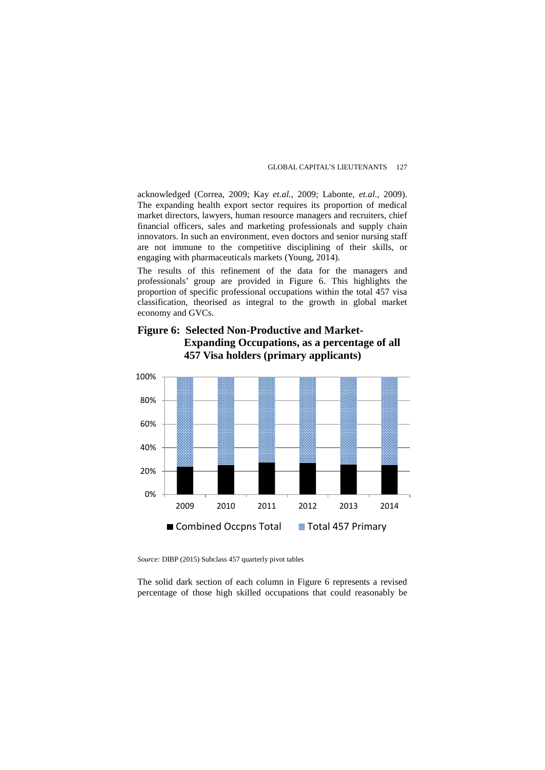acknowledged (Correa, 2009; Kay *et.al.*, 2009; Labonte, *et.al.,* 2009). The expanding health export sector requires its proportion of medical market directors, lawyers, human resource managers and recruiters, chief financial officers, sales and marketing professionals and supply chain innovators. In such an environment, even doctors and senior nursing staff are not immune to the competitive disciplining of their skills, or engaging with pharmaceuticals markets (Young, 2014).

The results of this refinement of the data for the managers and professionals' group are provided in Figure 6. This highlights the proportion of specific professional occupations within the total 457 visa classification, theorised as integral to the growth in global market economy and GVCs.

**Figure 6: Selected Non-Productive and Market-Expanding Occupations, as a percentage of all 457 Visa holders (primary applicants)**

*Source:* DIBP (2015) Subclass 457 quarterly pivot tables

The solid dark section of each column in Figure 6 represents a revised percentage of those high skilled occupations that could reasonably be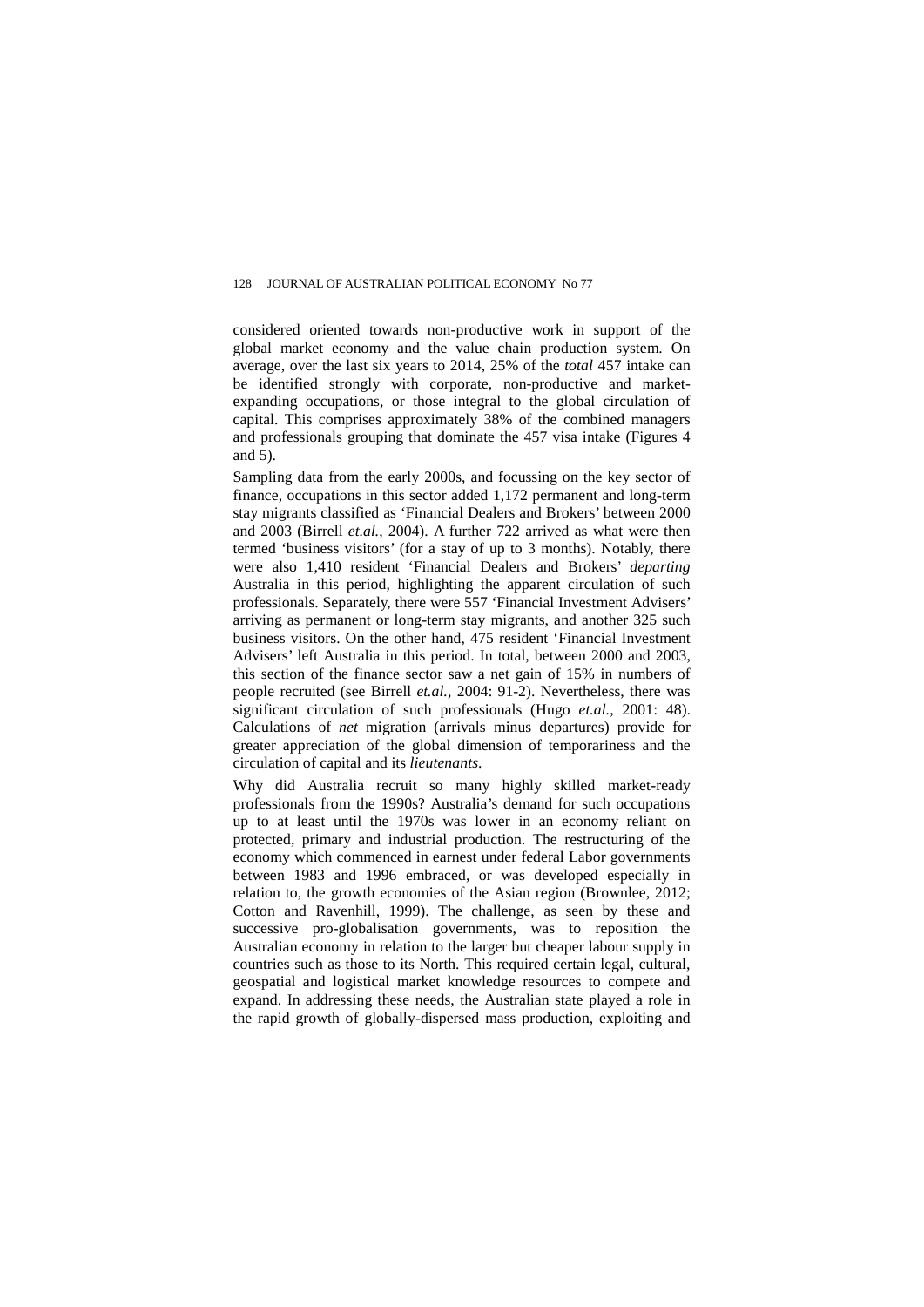considered oriented towards non-productive work in support of the global market economy and the value chain production system. On average, over the last six years to 2014, 25% of the *total* 457 intake can be identified strongly with corporate, non-productive and market-expanding occupations, or those integral to the global circulation of capital. This comprises approximately 38% of the combined managers and professionals grouping that dominate the 457 visa intake (Figures 4 and 5).

Sampling data from the early 2000s, and focussing on the key sector of finance, occupations in this sector added 1,172 permanent and long-term stay migrants classified as 'Financial Dealers and Brokers' between 2000 and 2003 (Birrell *et.al.*, 2004). A further 722 arrived as what were then termed 'business visitors' (for a stay of up to 3 months). Notably, there were also 1,410 resident 'Financial Dealers and Brokers' *departing* Australia in this period, highlighting the apparent circulation of such professionals. Separately, there were 557 'Financial Investment Advisers' arriving as permanent or long-term stay migrants, and another 325 such business visitors. On the other hand, 475 resident 'Financial Investment Advisers' left Australia in this period. In total, between 2000 and 2003, this section of the finance sector saw a net gain of 15% in numbers of people recruited (see Birrell *et.al.*, 2004: 91-2). Nevertheless, there was significant circulation of such professionals (Hugo *et.al.*, 2001: 48). Calculations of *net* migration (arrivals minus departures) provide for greater appreciation of the global dimension of temporariness and the circulation of capital and its *lieutenants*.

Why did Australia recruit so many highly skilled market-ready professionals from the 1990s? Australia's demand for such occupations up to at least until the 1970s was lower in an economy reliant on protected, primary and industrial production. The restructuring of the economy which commenced in earnest under federal Labor governments between 1983 and 1996 embraced, or was developed especially in relation to, the growth economies of the Asian region (Brownlee, 2012; Cotton and Ravenhill, 1999). The challenge, as seen by these and successive pro-globalisation governments, was to reposition the Australian economy in relation to the larger but cheaper labour supply in countries such as those to its North. This required certain legal, cultural, geospatial and logistical market knowledge resources to compete and expand. In addressing these needs, the Australian state played a role in the rapid growth of globally-dispersed mass production, exploiting and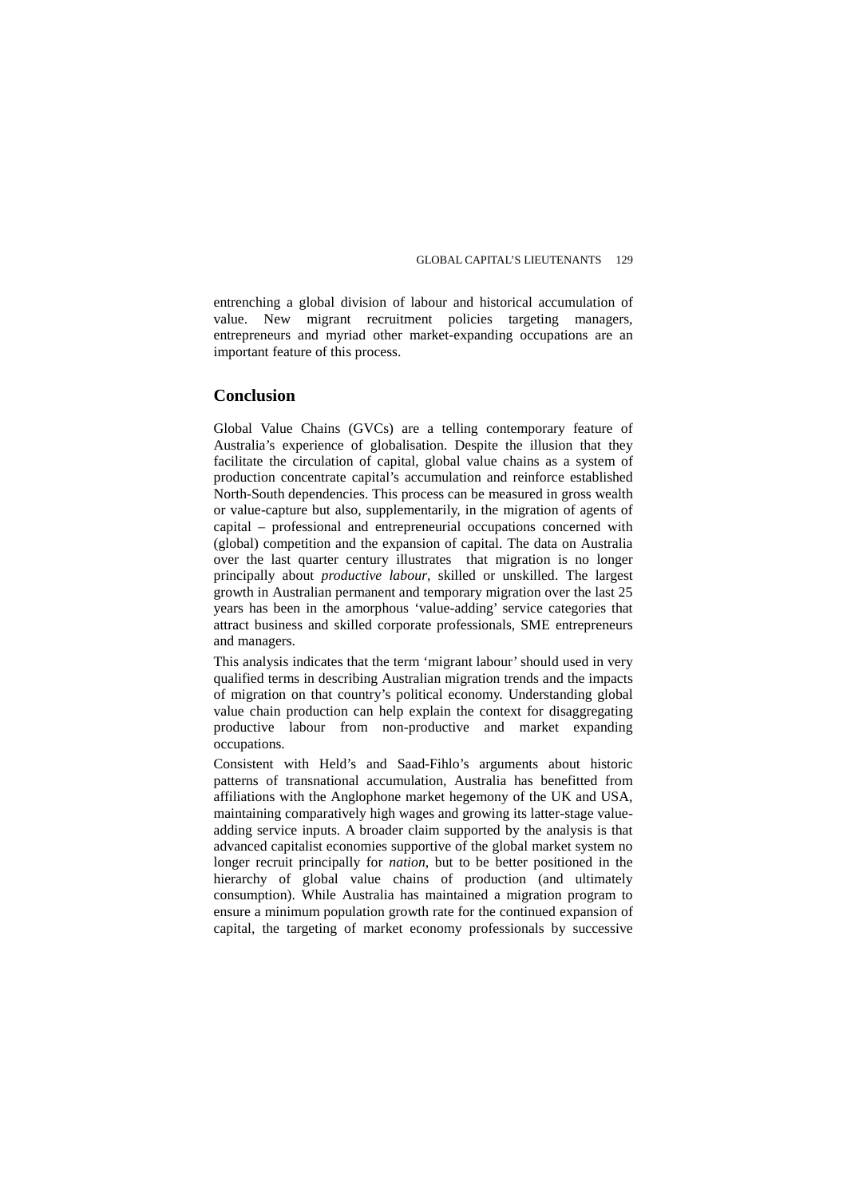entrenching a global division of labour and historical accumulation of value. New migrant recruitment policies targeting managers, entrepreneurs and myriad other market-expanding occupations are an important feature of this process.

## Conclusion

Global Value Chains (GVCs) are a telling contemporary feature of Australia's experience of globalisation. Despite the illusion that they facilitate the circulation of capital, global value chains as a system of production concentrate capital's accumulation and reinforce established North-South dependencies. This process can be measured in gross wealth or value-capture but also, supplementarily, in the migration of agents of capital – professional and entrepreneurial occupations concerned with (global) competition and the expansion of capital. The data on Australia over the last quarter century illustrates that migration is no longer principally about *productive labour*, skilled or unskilled. The largest growth in Australian permanent and temporary migration over the last 25 years has been in the amorphous 'value-adding' service categories that attract business and skilled corporate professionals, SME entrepreneurs and managers.

This analysis indicates that the term 'migrant labour' should used in very qualified terms in describing Australian migration trends and the impacts of migration on that country's political economy. Understanding global value chain production can help explain the context for disaggregating productive labour from non-productive and market expanding occupations.

Consistent with Held's and Saad-Fihlo's arguments about historic patterns of transnational accumulation, Australia has benefitted from affiliations with the Anglophone market hegemony of the UK and USA, maintaining comparatively high wages and growing its latter-stage value-adding service inputs. A broader claim supported by the analysis is that advanced capitalist economies supportive of the global market system no longer recruit principally for *nation*, but to be better positioned in the hierarchy of global value chains of production (and ultimately consumption). While Australia has maintained a migration program to ensure a minimum population growth rate for the continued expansion of capital, the targeting of market economy professionals by successive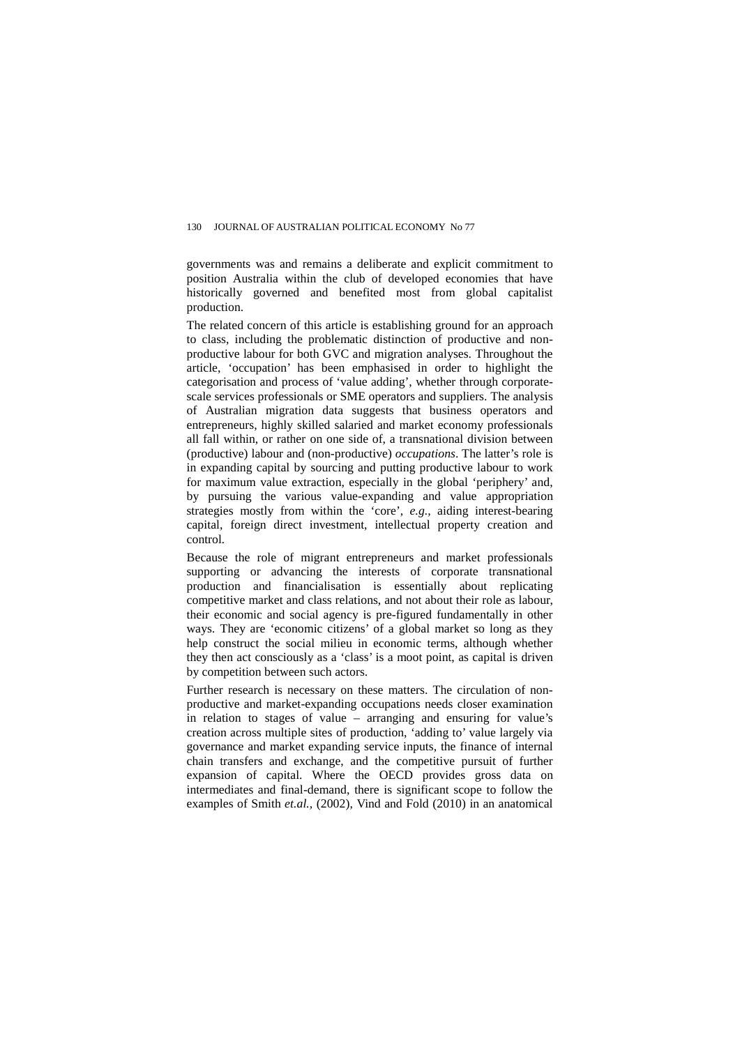governments was and remains a deliberate and explicit commitment to position Australia within the club of developed economies that have historically governed and benefited most from global capitalist production.

The related concern of this article is establishing ground for an approach to class, including the problematic distinction of productive and non-productive labour for both GVC and migration analyses. Throughout the article, 'occupation' has been emphasised in order to highlight the categorisation and process of 'value adding', whether through corporate-scale services professionals or SME operators and suppliers. The analysis of Australian migration data suggests that business operators and entrepreneurs, highly skilled salaried and market economy professionals all fall within, or rather on one side of, a transnational division between (productive) labour and (non-productive) *occupations*. The latter's role is in expanding capital by sourcing and putting productive labour to work for maximum value extraction, especially in the global 'periphery' and, by pursuing the various value-expanding and value appropriation strategies mostly from within the 'core', *e.g.*, aiding interest-bearing capital, foreign direct investment, intellectual property creation and control.

Because the role of migrant entrepreneurs and market professionals supporting or advancing the interests of corporate transnational production and financialisation is essentially about replicating competitive market and class relations, and not about their role as labour, their economic and social agency is pre-figured fundamentally in other ways. They are 'economic citizens' of a global market so long as they help construct the social milieu in economic terms, although whether they then act consciously as a 'class' is a moot point, as capital is driven by competition between such actors.

Further research is necessary on these matters. The circulation of non-productive and market-expanding occupations needs closer examination in relation to stages of value – arranging and ensuring for value's creation across multiple sites of production, 'adding to' value largely via governance and market expanding service inputs, the finance of internal chain transfers and exchange, and the competitive pursuit of further expansion of capital. Where the OECD provides gross data on intermediates and final-demand, there is significant scope to follow the examples of Smith *et.al.*, (2002), Vind and Fold (2010) in an anatomical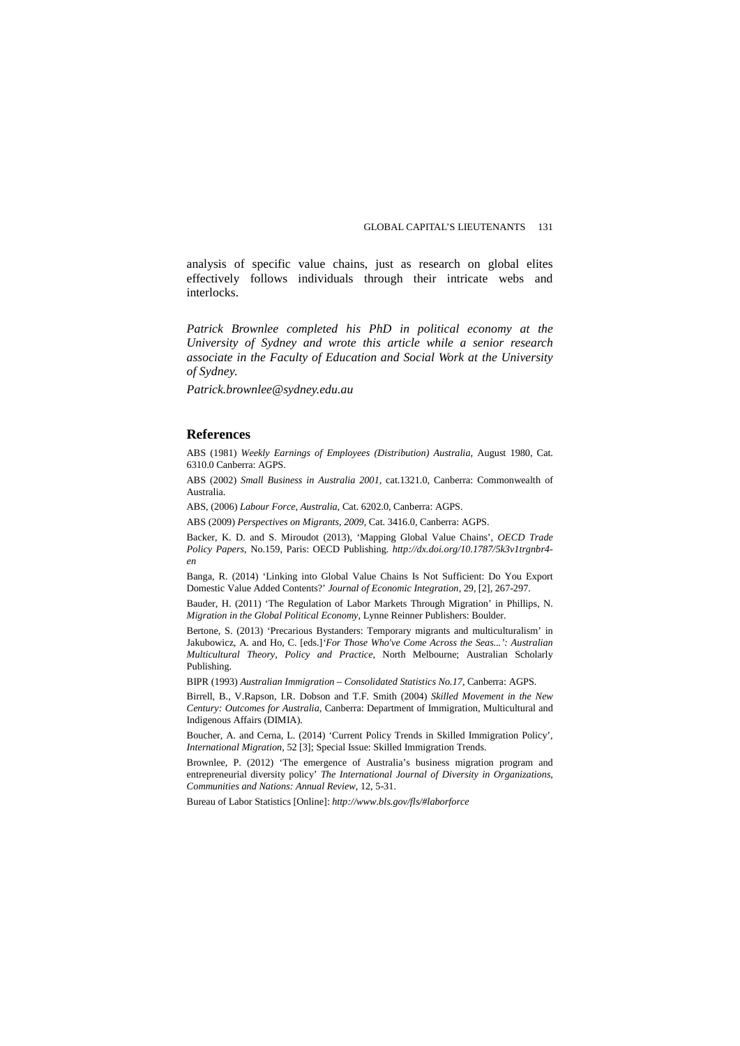analysis of specific value chains, just as research on global elites effectively follows individuals through their intricate webs and interlocks.

*Patrick Brownlee completed his PhD in political economy at the University of Sydney and wrote this article while a senior research associate in the Faculty of Education and Social Work at the University of Sydney.*

*Patrick.brownlee@sydney.edu.au*

## References

ABS (1981) *Weekly Earnings of Employees (Distribution) Australia*, August 1980, Cat. 6310.0 Canberra: AGPS.

ABS (2002) *Small Business in Australia 2001*, cat.1321.0, Canberra: Commonwealth of Australia.

ABS, (2006) *Labour Force, Australia*, Cat. 6202.0, Canberra: AGPS.

ABS (2009) *Perspectives on Migrants, 2009*, Cat. 3416.0, Canberra: AGPS.

Backer, K. D. and S. Miroudot (2013), 'Mapping Global Value Chains', *OECD Trade Policy Papers*, No.159, Paris: OECD Publishing. *http://dx.doi.org/10.1787/5k3v1trgnbr4-en*

Banga, R. (2014) 'Linking into Global Value Chains Is Not Sufficient: Do You Export Domestic Value Added Contents?' *Journal of Economic Integration*, 29, [2], 267-297.

Bauder, H. (2011) 'The Regulation of Labor Markets Through Migration' in Phillips, N. *Migration in the Global Political Economy*, Lynne Reinner Publishers: Boulder.

Bertone, S. (2013) 'Precarious Bystanders: Temporary migrants and multiculturalism' in Jakubowicz, A. and Ho, C. [eds.]*'For Those Who've Come Across the Seas...': Australian Multicultural Theory, Policy and Practice*, North Melbourne; Australian Scholarly Publishing.

BIPR (1993) *Australian Immigration – Consolidated Statistics No.17*, Canberra: AGPS.

Birrell, B., V.Rapson, I.R. Dobson and T.F. Smith (2004) *Skilled Movement in the New Century: Outcomes for Australia*, Canberra: Department of Immigration, Multicultural and Indigenous Affairs (DIMIA).

Boucher, A. and Cerna, L. (2014) 'Current Policy Trends in Skilled Immigration Policy', *International Migration*, 52 [3]; Special Issue: Skilled Immigration Trends.

Brownlee, P. (2012) 'The emergence of Australia's business migration program and entrepreneurial diversity policy' *The International Journal of Diversity in Organizations, Communities and Nations: Annual Review*, 12, 5-31.

Bureau of Labor Statistics [Online]: *http://www.bls.gov/fls/#laborforce*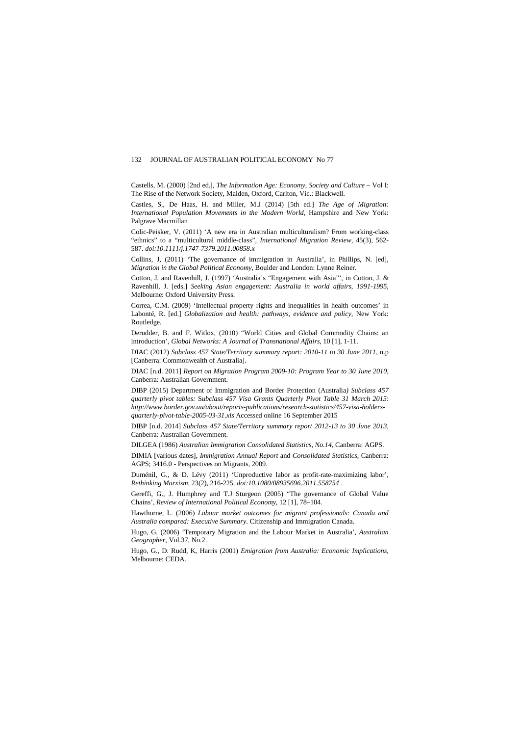Castells, M. (2000) [2nd ed.], *The Information Age: Economy, Society and Culture* – Vol I: The Rise of the Network Society, Malden, Oxford, Carlton, Vic.: Blackwell.

Castles, S., De Haas, H. and Miller, M.J (2014) [5th ed.] *The Age of Migration: International Population Movements in the Modern World*, Hampshire and New York: Palgrave Macmillan

Colic-Peisker, V. (2011) 'A new era in Australian multiculturalism? From working-class "ethnics" to a "multicultural middle-class", *International Migration Review*, 45(3), 562-587. *doi:10.1111/j.1747-7379.2011.00858.x*

Collins, J, (2011) 'The governance of immigration in Australia', in Phillips, N. [ed], *Migration in the Global Political Economy*, Boulder and London: Lynne Reiner.

Cotton, J. and Ravenhill, J. (1997) 'Australia's "Engagement with Asia"', in Cotton, J. & Ravenhill, J. [eds.] *Seeking Asian engagement: Australia in world affairs, 1991-1995*, Melbourne: Oxford University Press.

Correa, C.M. (2009) 'Intellectual property rights and inequalities in health outcomes' in Labonté, R. [ed.] *Globalization and health: pathways, evidence and policy*, New York: Routledge.

Derudder, B. and F. Witlox, (2010) "World Cities and Global Commodity Chains: an introduction', *Global Networks: A Journal of Transnational Affairs*, 10 [1], 1-11.

DIAC (2012) *Subclass 457 State/Territory summary report: 2010-11 to 30 June 2011*, n.p [Canberra: Commonwealth of Australia].

DIAC [n.d. 2011] *Report on Migration Program 2009-10: Program Year to 30 June 2010*, Canberra: Australian Government.

DIBP (2015) Department of Immigration and Border Protection (Australia*) Subclass 457 quarterly pivot tables: Subclass 457 Visa Grants Quarterly Pivot Table 31 March 2015*: *http://www.border.gov.au/about/reports-publications/research-statistics/457-visa-holders-quarterly-pivot-table-2005-03-31.xls* Accessed online 16 September 2015

DIBP [n.d. 2014] *Subclass 457 State/Territory summary report 2012-13 to 30 June 2013*, Canberra: Australian Government.

DILGEA (1986) *Australian Immigration Consolidated Statistics, No.14*, Canberra: AGPS.

DIMIA [various dates], *Immigration Annual Report* and *Consolidated Statistics*, Canberra: AGPS; 3416.0 - Perspectives on Migrants, 2009.

Duménil, G., & D. Lévy (2011) 'Unproductive labor as profit-rate-maximizing labor', *Rethinking Marxism*, 23(2), 216-225. *doi:10.1080/08935696.2011.558754* .

Gereffi, G., J. Humphrey and T.J Sturgeon (2005) "The governance of Global Value Chains', *Review of International Political Economy*, 12 [1], 78–104.

Hawthorne, L. (2006) *Labour market outcomes for migrant professionals: Canada and Australia compared: Executive Summary*. Citizenship and Immigration Canada.

Hugo, G. (2006) 'Temporary Migration and the Labour Market in Australia', *Australian Geographer*, Vol.37, No.2.

Hugo, G., D. Rudd, K, Harris (2001) *Emigration from Australia: Economic Implications*, Melbourne: CEDA.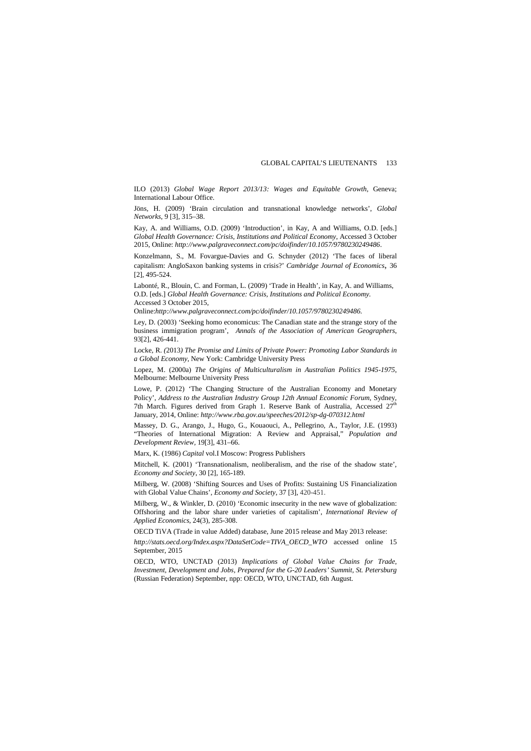ILO (2013) *Global Wage Report 2013/13: Wages and Equitable Growth*, Geneva; International Labour Office.

Jöns, H. (2009) 'Brain circulation and transnational knowledge networks', *Global Networks*, 9 [3], 315–38.

Kay, A. and Williams, O.D. (2009) 'Introduction', in Kay, A and Williams, O.D. [eds.] *Global Health Governance: Crisis, Institutions and Political Economy*, Accessed 3 October 2015, Online: *http://www.palgraveconnect.com/pc/doifinder/10.1057/9780230249486*.

Konzelmann, S., M. Fovargue-Davies and G. Schnyder (2012) 'The faces of liberal capitalism: AngloSaxon banking systems in crisis?' *Cambridge Journal of Economics*, 36 [2], 495-524.

Labonté, R., Blouin, C. and Forman, L. (2009) 'Trade in Health', in Kay, A. and Williams, O.D. [eds.] *Global Health Governance: Crisis, Institutions and Political Economy.* Accessed 3 October 2015, Online:*http://www.palgraveconnect.com/pc/doifinder/10.1057/9780230249486.*

Ley, D. (2003) 'Seeking homo economicus: The Canadian state and the strange story of the business immigration program', *Annals of the Association of American Geographers*, 93[2], 426-441.

Locke, R. (2013) *The Promise and Limits of Private Power: Promoting Labor Standards in a Global Economy*, New York: Cambridge University Press

Lopez, M. (2000a) *The Origins of Multiculturalism in Australian Politics 1945-1975*, Melbourne: Melbourne University Press

Lowe, P. (2012) 'The Changing Structure of the Australian Economy and Monetary Policy', *Address to the Australian Industry Group 12th Annual Economic Forum*, Sydney, 7th March. Figures derived from Graph 1. Reserve Bank of Australia, Accessed 27th January, 2014, Online: *http://www.rba.gov.au/speeches/2012/sp-dg-070312.html*

Massey, D. G., Arango, J., Hugo, G., Kouaouci, A., Pellegrino, A., Taylor, J.E. (1993) "Theories of International Migration: A Review and Appraisal," *Population and Development Review*, 19[3], 431–66.

Marx, K. (1986) *Capital* vol.I Moscow: Progress Publishers

Mitchell, K. (2001) 'Transnationalism, neoliberalism, and the rise of the shadow state', *Economy and Society*, 30 [2], 165-189.

Milberg, W. (2008) 'Shifting Sources and Uses of Profits: Sustaining US Financialization with Global Value Chains', *Economy and Society*, 37 [3], 420-451.

Milberg, W., & Winkler, D. (2010) 'Economic insecurity in the new wave of globalization: Offshoring and the labor share under varieties of capitalism', *International Review of Applied Economics*, 24(3), 285-308.

OECD TiVA (Trade in value Added) database, June 2015 release and May 2013 release:

*http://stats.oecd.org/Index.aspx?DataSetCode=TIVA_OECD_WTO* accessed online 15 September, 2015

OECD, WTO, UNCTAD (2013) *Implications of Global Value Chains for Trade, Investment, Development and Jobs, Prepared for the G-20 Leaders' Summit, St. Petersburg* (Russian Federation) September, npp: OECD, WTO, UNCTAD, 6th August.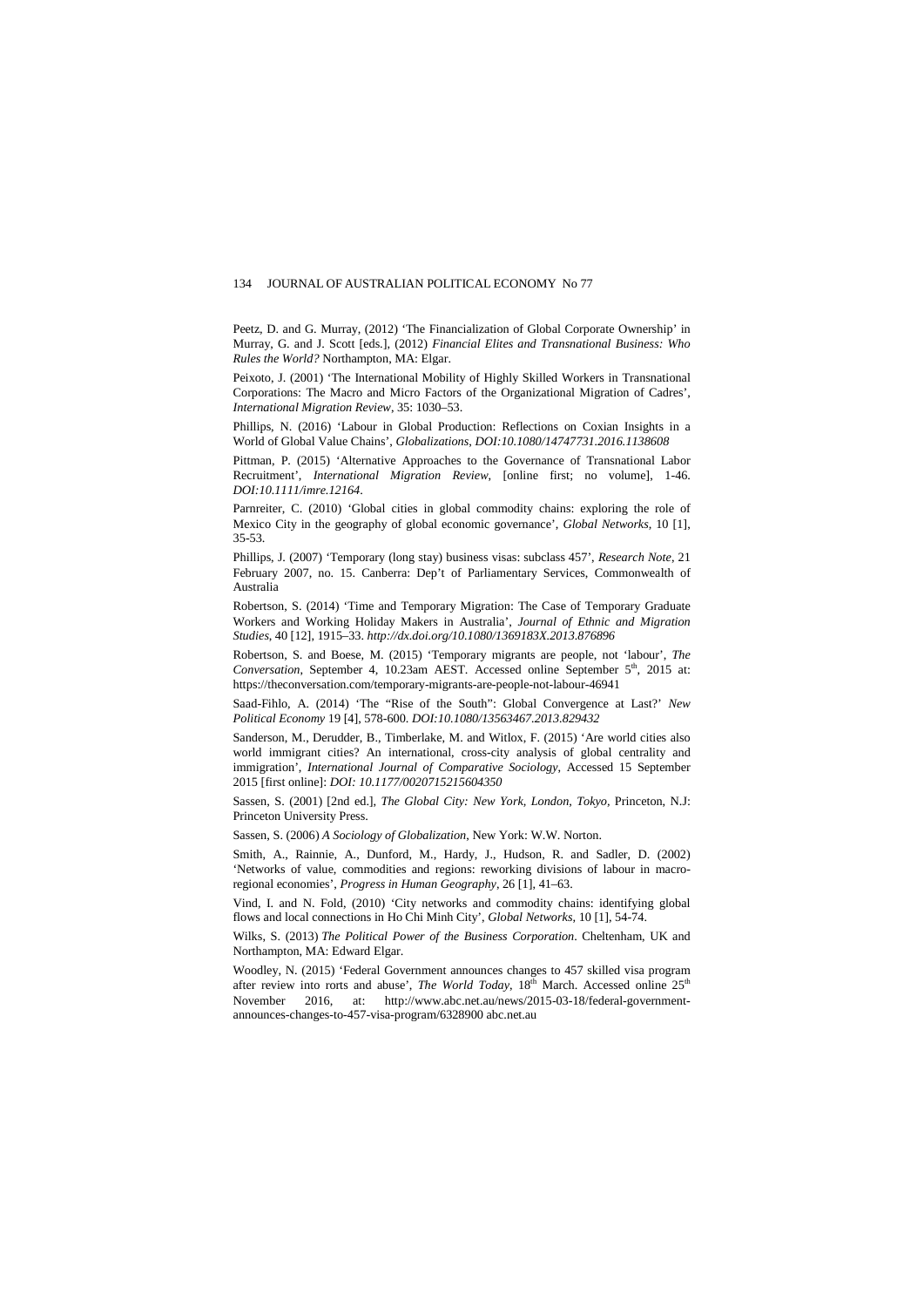Peetz, D. and G. Murray, (2012) 'The Financialization of Global Corporate Ownership' in Murray, G. and J. Scott [eds.], (2012) *Financial Elites and Transnational Business: Who Rules the World?* Northampton, MA: Elgar.

Peixoto, J. (2001) 'The International Mobility of Highly Skilled Workers in Transnational Corporations: The Macro and Micro Factors of the Organizational Migration of Cadres', *International Migration Review*, 35: 1030–53.

Phillips, N. (2016) 'Labour in Global Production: Reflections on Coxian Insights in a World of Global Value Chains', *Globalizations*, *DOI:10.1080/14747731.2016.1138608*

Pittman, P. (2015) 'Alternative Approaches to the Governance of Transnational Labor Recruitment', *International Migration Review*, [online first; no volume], 1-46. *DOI:10.1111/imre.12164*.

Parnreiter, C. (2010) 'Global cities in global commodity chains: exploring the role of Mexico City in the geography of global economic governance', *Global Networks*, 10 [1], 35-53.

Phillips, J. (2007) 'Temporary (long stay) business visas: subclass 457', *Research Note*, 21 February 2007, no. 15. Canberra: Dep't of Parliamentary Services, Commonwealth of Australia

Robertson, S. (2014) 'Time and Temporary Migration: The Case of Temporary Graduate Workers and Working Holiday Makers in Australia', *Journal of Ethnic and Migration Studies*, 40 [12], 1915–33. *http://dx.doi.org/10.1080/1369183X.2013.876896*

Robertson, S. and Boese, M. (2015) 'Temporary migrants are people, not 'labour', *The Conversation*, September 4, 10.23am AEST. Accessed online September 5th, 2015 at: https://theconversation.com/temporary-migrants-are-people-not-labour-46941

Saad-Fihlo, A. (2014) 'The "Rise of the South": Global Convergence at Last?' *New Political Economy* 19 [4], 578-600. *DOI:10.1080/13563467.2013.829432*

Sanderson, M., Derudder, B., Timberlake, M. and Witlox, F. (2015) 'Are world cities also world immigrant cities? An international, cross-city analysis of global centrality and immigration', *International Journal of Comparative Sociology*, Accessed 15 September 2015 [first online]: *DOI: 10.1177/0020715215604350*

Sassen, S. (2001) [2nd ed.], *The Global City: New York, London, Tokyo*, Princeton, N.J: Princeton University Press.

Sassen, S. (2006) *A Sociology of Globalization*, New York: W.W. Norton.

Smith, A., Rainnie, A., Dunford, M., Hardy, J., Hudson, R. and Sadler, D. (2002) 'Networks of value, commodities and regions: reworking divisions of labour in macro-regional economies', *Progress in Human Geography*, 26 [1], 41–63.

Vind, I. and N. Fold, (2010) 'City networks and commodity chains: identifying global flows and local connections in Ho Chi Minh City', *Global Networks*, 10 [1], 54-74.

Wilks, S. (2013) *The Political Power of the Business Corporation*. Cheltenham, UK and Northampton, MA: Edward Elgar.

Woodley, N. (2015) 'Federal Government announces changes to 457 skilled visa program after review into rorts and abuse', *The World Today*, 18th March. Accessed online 25th November 2016, at: http://www.abc.net.au/news/2015-03-18/federal-government-announces-changes-to-457-visa-program/6328900 abc.net.au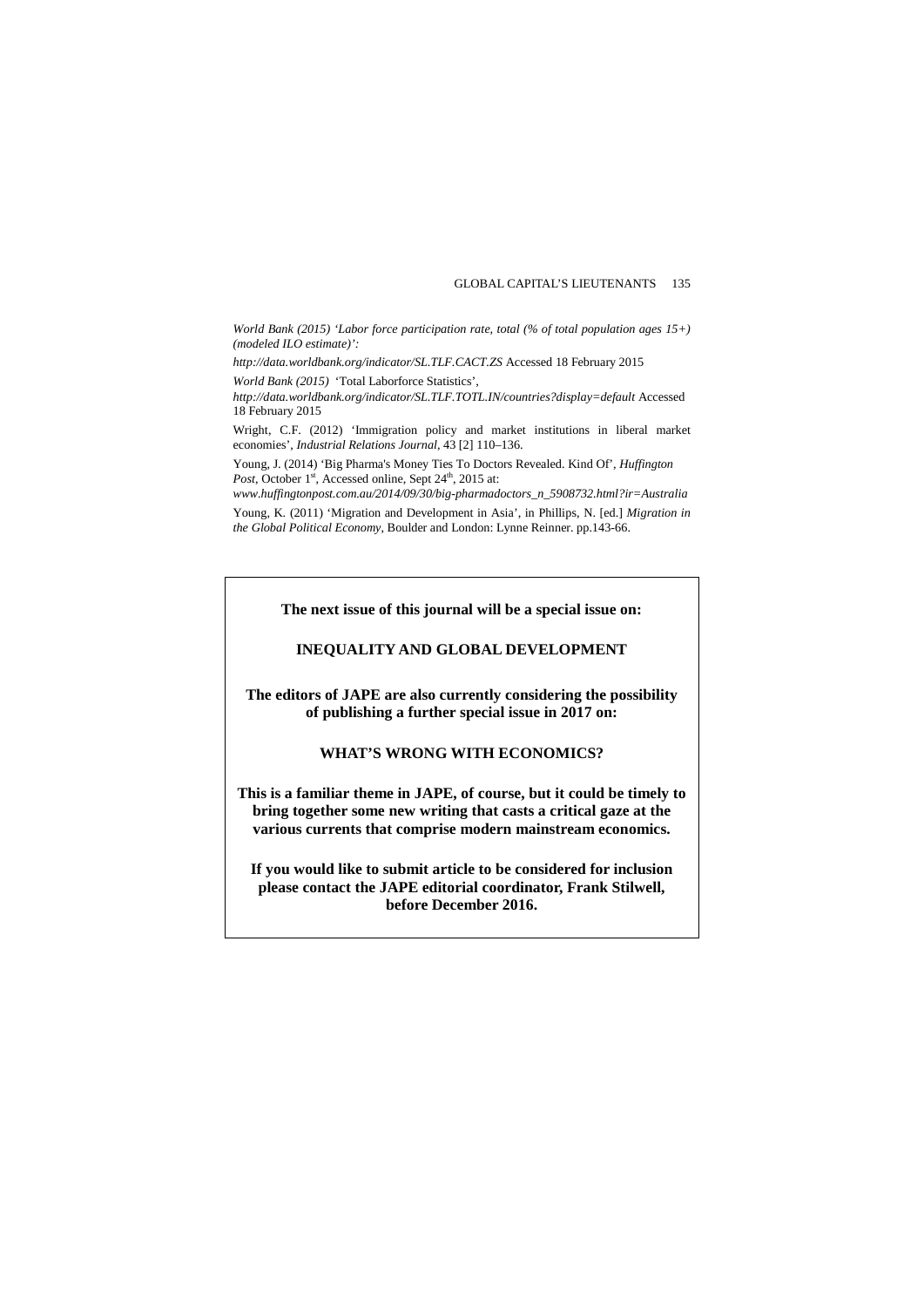*World Bank (2015) 'Labor force participation rate, total (% of total population ages 15+) (modeled ILO estimate)':*

*http://data.worldbank.org/indicator/SL.TLF.CACT.ZS* Accessed 18 February 2015

*World Bank (2015)* 'Total Laborforce Statistics',
*http://data.worldbank.org/indicator/SL.TLF.TOTL.IN/countries?display=default* Accessed 18 February 2015

Wright, C.F. (2012) 'Immigration policy and market institutions in liberal market economies', *Industrial Relations Journal*, 43 [2] 110–136.

Young, J. (2014) 'Big Pharma's Money Ties To Doctors Revealed. Kind Of', *Huffington Post*, October 1st, Accessed online, Sept 24th, 2015 at:
*www.huffingtonpost.com.au/2014/09/30/big-pharmadoctors_n_5908732.html?ir=Australia*

Young, K. (2011) 'Migration and Development in Asia', in Phillips, N. [ed.] *Migration in the Global Political Economy*, Boulder and London: Lynne Reinner. pp.143-66.

**The next issue of this journal will be a special issue on:**

**INEQUALITY AND GLOBAL DEVELOPMENT**

**The editors of JAPE are also currently considering the possibility of publishing a further special issue in 2017 on:**

**WHAT'S WRONG WITH ECONOMICS?**

**This is a familiar theme in JAPE, of course, but it could be timely to bring together some new writing that casts a critical gaze at the various currents that comprise modern mainstream economics.**

**If you would like to submit article to be considered for inclusion please contact the JAPE editorial coordinator, Frank Stilwell, before December 2016.**